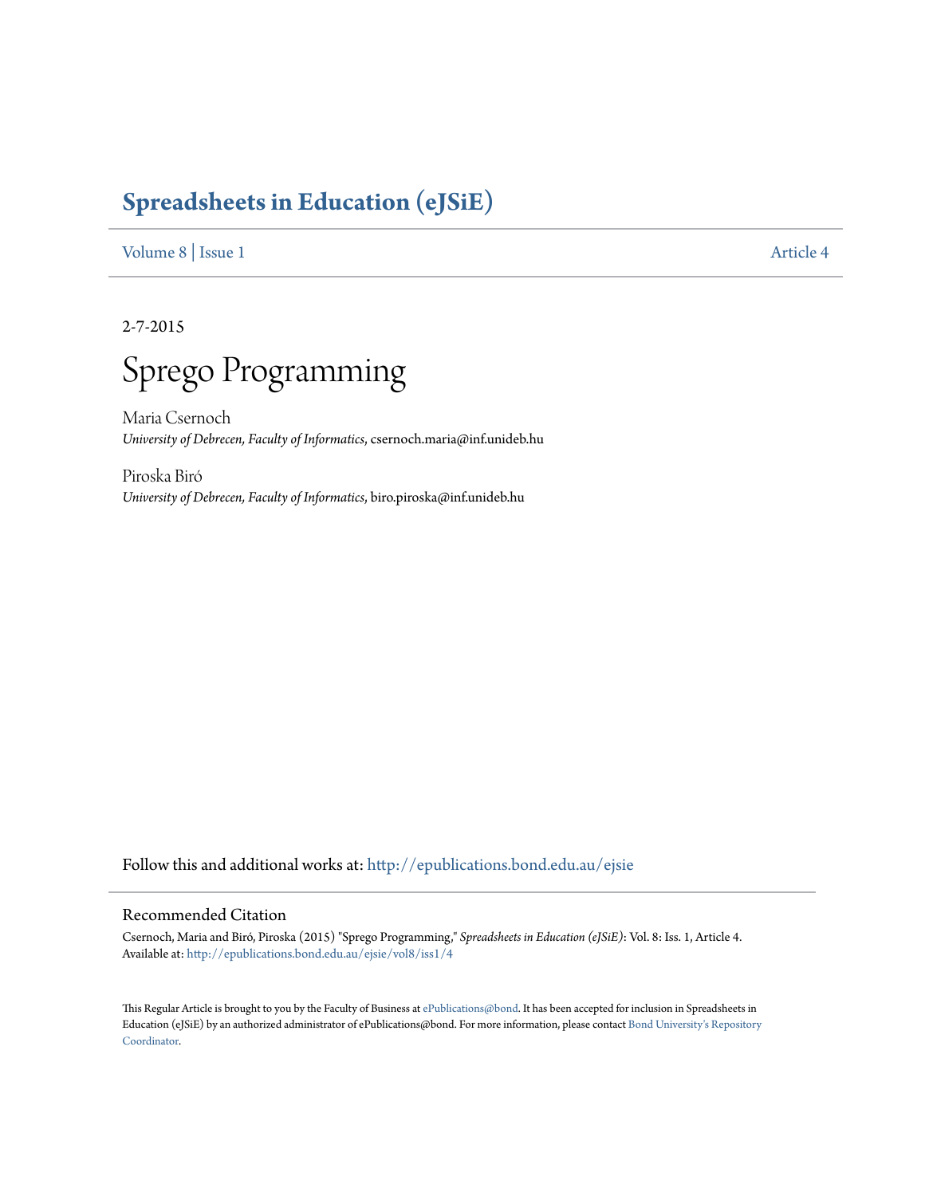# Spreadsheets in Education (eJSiE)

Volume 8 | Issue 1 Article 4

2-7-2015

# Sprego Programming

Maria Csernoch
*University of Debrecen, Faculty of Informatics*, csernoch.maria@inf.unideb.hu

Piroska Biró
*University of Debrecen, Faculty of Informatics*, biro.piroska@inf.unideb.hu

Follow this and additional works at: http://epublications.bond.edu.au/ejsie

## Recommended Citation

Csernoch, Maria and Biró, Piroska (2015) "Sprego Programming," *Spreadsheets in Education (eJSiE)*: Vol. 8: Iss. 1, Article 4.
Available at: http://epublications.bond.edu.au/ejsie/vol8/iss1/4

This Regular Article is brought to you by the Faculty of Business at ePublications@bond. It has been accepted for inclusion in Spreadsheets in Education (eJSiE) by an authorized administrator of ePublications@bond. For more information, please contact Bond University's Repository Coordinator.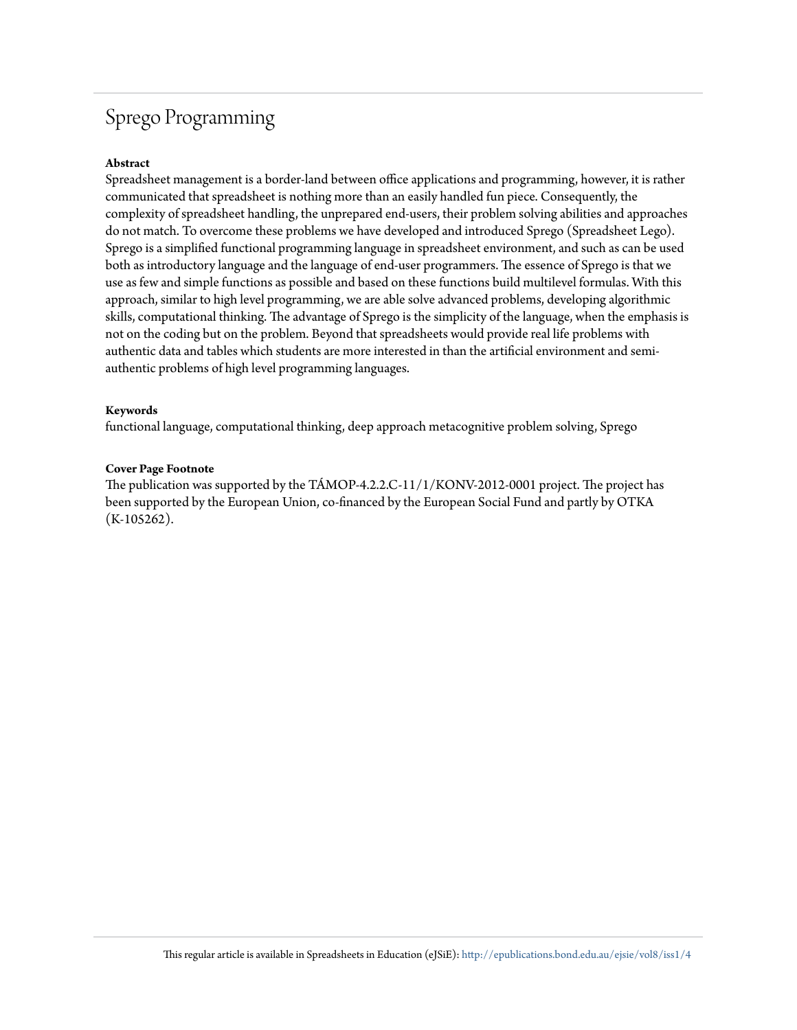# Sprego Programming

**Abstract**

Spreadsheet management is a border-land between office applications and programming, however, it is rather communicated that spreadsheet is nothing more than an easily handled fun piece. Consequently, the complexity of spreadsheet handling, the unprepared end-users, their problem solving abilities and approaches do not match. To overcome these problems we have developed and introduced Sprego (Spreadsheet Lego). Sprego is a simplified functional programming language in spreadsheet environment, and such as can be used both as introductory language and the language of end-user programmers. The essence of Sprego is that we use as few and simple functions as possible and based on these functions build multilevel formulas. With this approach, similar to high level programming, we are able solve advanced problems, developing algorithmic skills, computational thinking. The advantage of Sprego is the simplicity of the language, when the emphasis is not on the coding but on the problem. Beyond that spreadsheets would provide real life problems with authentic data and tables which students are more interested in than the artificial environment and semi-authentic problems of high level programming languages.

**Keywords**

functional language, computational thinking, deep approach metacognitive problem solving, Sprego

**Cover Page Footnote**

The publication was supported by the TÁMOP-4.2.2.C-11/1/KONV-2012-0001 project. The project has been supported by the European Union, co-financed by the European Social Fund and partly by OTKA (K-105262).

This regular article is available in Spreadsheets in Education (eJSiE): http://epublications.bond.edu.au/ejsie/vol8/iss1/4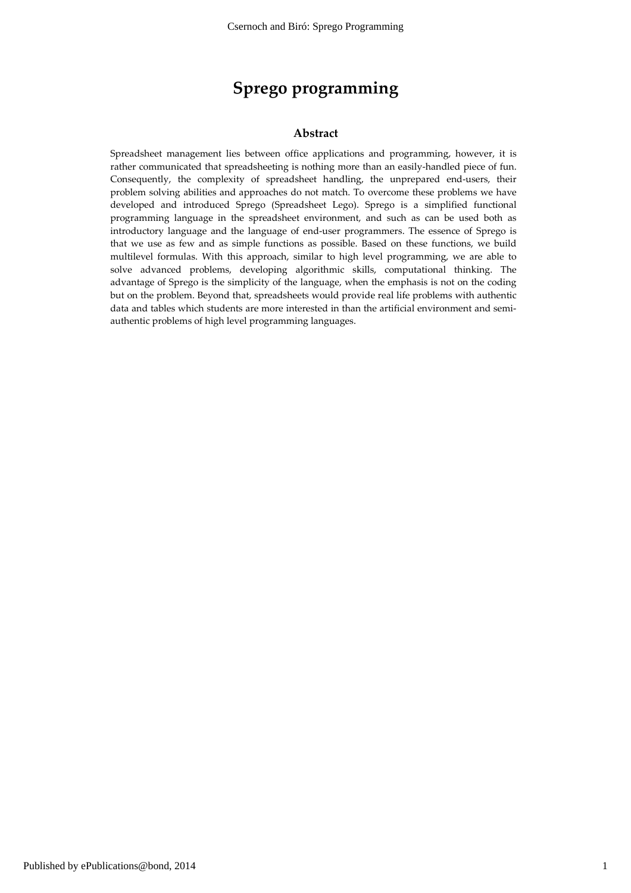# Sprego programming

## Abstract

Spreadsheet management lies between office applications and programming, however, it is rather communicated that spreadsheeting is nothing more than an easily-handled piece of fun. Consequently, the complexity of spreadsheet handling, the unprepared end-users, their problem solving abilities and approaches do not match. To overcome these problems we have developed and introduced Sprego (Spreadsheet Lego). Sprego is a simplified functional programming language in the spreadsheet environment, and such as can be used both as introductory language and the language of end-user programmers. The essence of Sprego is that we use as few and as simple functions as possible. Based on these functions, we build multilevel formulas. With this approach, similar to high level programming, we are able to solve advanced problems, developing algorithmic skills, computational thinking. The advantage of Sprego is the simplicity of the language, when the emphasis is not on the coding but on the problem. Beyond that, spreadsheets would provide real life problems with authentic data and tables which students are more interested in than the artificial environment and semi-authentic problems of high level programming languages.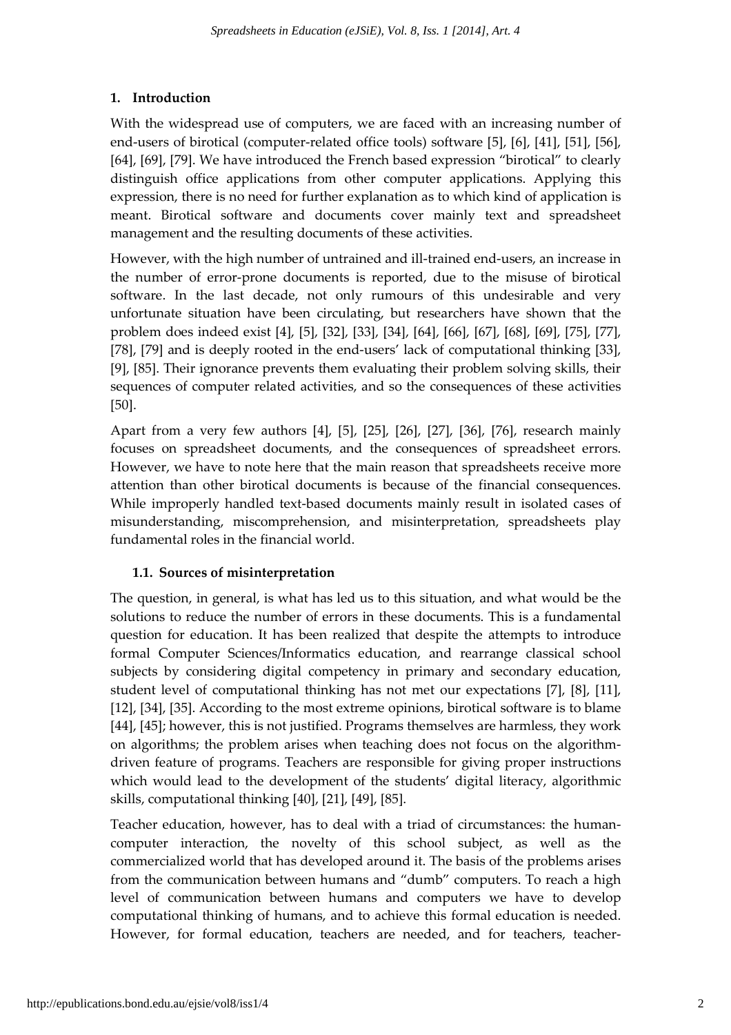## 1. Introduction

With the widespread use of computers, we are faced with an increasing number of end-users of birotical (computer-related office tools) software [5], [6], [41], [51], [56], [64], [69], [79]. We have introduced the French based expression "birotical" to clearly distinguish office applications from other computer applications. Applying this expression, there is no need for further explanation as to which kind of application is meant. Birotical software and documents cover mainly text and spreadsheet management and the resulting documents of these activities.

However, with the high number of untrained and ill-trained end-users, an increase in the number of error-prone documents is reported, due to the misuse of birotical software. In the last decade, not only rumours of this undesirable and very unfortunate situation have been circulating, but researchers have shown that the problem does indeed exist [4], [5], [32], [33], [34], [64], [66], [67], [68], [69], [75], [77], [78], [79] and is deeply rooted in the end-users' lack of computational thinking [33], [9], [85]. Their ignorance prevents them evaluating their problem solving skills, their sequences of computer related activities, and so the consequences of these activities [50].

Apart from a very few authors [4], [5], [25], [26], [27], [36], [76], research mainly focuses on spreadsheet documents, and the consequences of spreadsheet errors. However, we have to note here that the main reason that spreadsheets receive more attention than other birotical documents is because of the financial consequences. While improperly handled text-based documents mainly result in isolated cases of misunderstanding, miscomprehension, and misinterpretation, spreadsheets play fundamental roles in the financial world.

### 1.1. Sources of misinterpretation

The question, in general, is what has led us to this situation, and what would be the solutions to reduce the number of errors in these documents. This is a fundamental question for education. It has been realized that despite the attempts to introduce formal Computer Sciences/Informatics education, and rearrange classical school subjects by considering digital competency in primary and secondary education, student level of computational thinking has not met our expectations [7], [8], [11], [12], [34], [35]. According to the most extreme opinions, birotical software is to blame [44], [45]; however, this is not justified. Programs themselves are harmless, they work on algorithms; the problem arises when teaching does not focus on the algorithm-driven feature of programs. Teachers are responsible for giving proper instructions which would lead to the development of the students' digital literacy, algorithmic skills, computational thinking [40], [21], [49], [85].

Teacher education, however, has to deal with a triad of circumstances: the human-computer interaction, the novelty of this school subject, as well as the commercialized world that has developed around it. The basis of the problems arises from the communication between humans and "dumb" computers. To reach a high level of communication between humans and computers we have to develop computational thinking of humans, and to achieve this formal education is needed. However, for formal education, teachers are needed, and for teachers, teacher-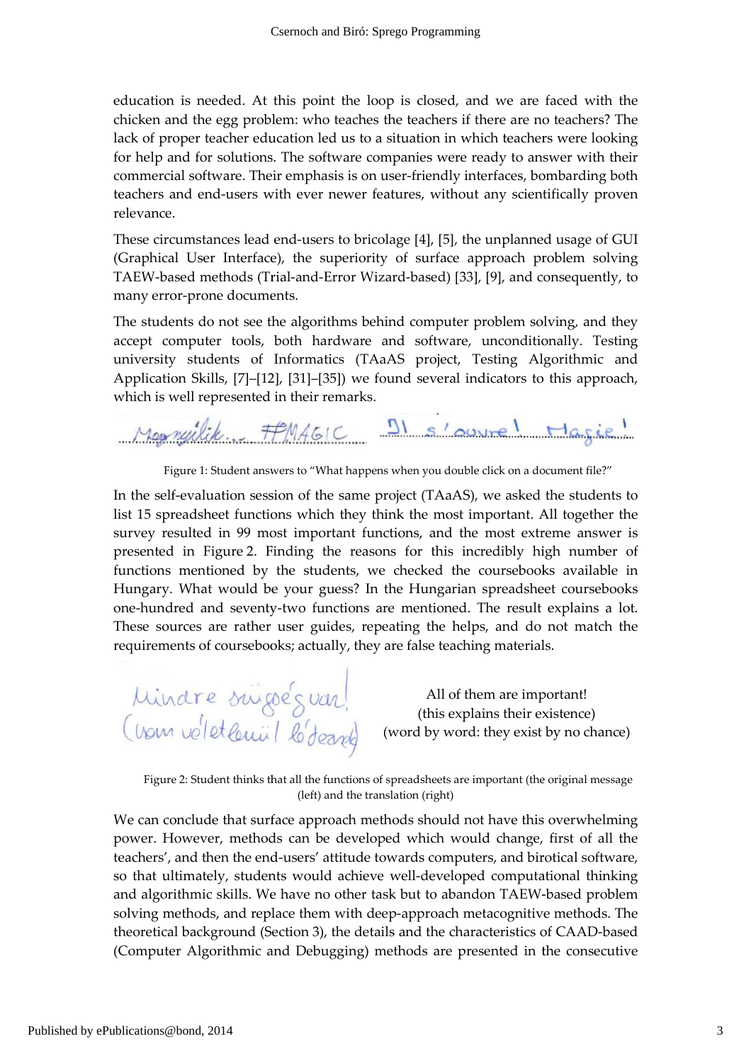education is needed. At this point the loop is closed, and we are faced with the chicken and the egg problem: who teaches the teachers if there are no teachers? The lack of proper teacher education led us to a situation in which teachers were looking for help and for solutions. The software companies were ready to answer with their commercial software. Their emphasis is on user-friendly interfaces, bombarding both teachers and end-users with ever newer features, without any scientifically proven relevance.

These circumstances lead end-users to bricolage [4], [5], the unplanned usage of GUI (Graphical User Interface), the superiority of surface approach problem solving TAEW-based methods (Trial-and-Error Wizard-based) [33], [9], and consequently, to many error-prone documents.

The students do not see the algorithms behind computer problem solving, and they accept computer tools, both hardware and software, unconditionally. Testing university students of Informatics (TAaAS project, Testing Algorithmic and Application Skills, [7]–[12], [31]–[35]) we found several indicators to this approach, which is well represented in their remarks.

Megnyílik... #MAGIC  Il s'ouvre! Magie!

Figure 1: Student answers to "What happens when you double click on a document file?"

In the self-evaluation session of the same project (TAaAS), we asked the students to list 15 spreadsheet functions which they think the most important. All together the survey resulted in 99 most important functions, and the most extreme answer is presented in Figure 2. Finding the reasons for this incredibly high number of functions mentioned by the students, we checked the coursebooks available in Hungary. What would be your guess? In the Hungarian spreadsheet coursebooks one-hundred and seventy-two functions are mentioned. The result explains a lot. These sources are rather user guides, repeating the helps, and do not match the requirements of coursebooks; actually, they are false teaching materials.

Mindre szükség van! (Nem véletlenül létezik)

All of them are important!
(this explains their existence)
(word by word: they exist by no chance)

Figure 2: Student thinks that all the functions of spreadsheets are important (the original message (left) and the translation (right)

We can conclude that surface approach methods should not have this overwhelming power. However, methods can be developed which would change, first of all the teachers', and then the end-users' attitude towards computers, and birotical software, so that ultimately, students would achieve well-developed computational thinking and algorithmic skills. We have no other task but to abandon TAEW-based problem solving methods, and replace them with deep-approach metacognitive methods. The theoretical background (Section 3), the details and the characteristics of CAAD-based (Computer Algorithmic and Debugging) methods are presented in the consecutive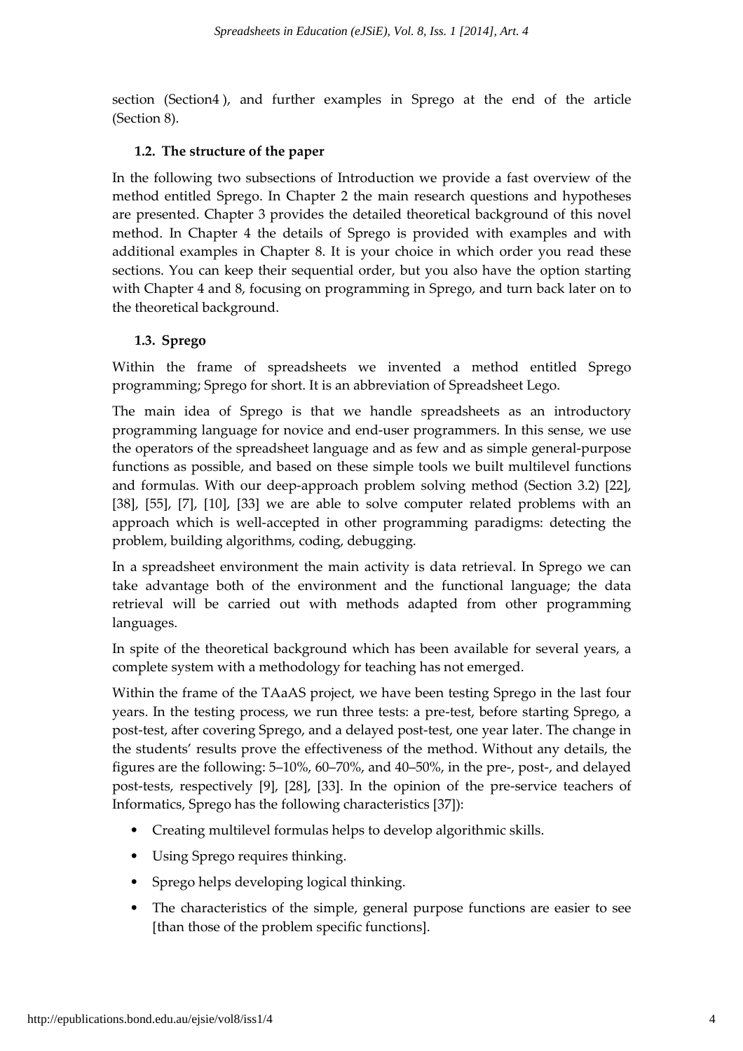section (Section4 ), and further examples in Sprego at the end of the article (Section 8).

### 1.2. The structure of the paper

In the following two subsections of Introduction we provide a fast overview of the method entitled Sprego. In Chapter 2 the main research questions and hypotheses are presented. Chapter 3 provides the detailed theoretical background of this novel method. In Chapter 4 the details of Sprego is provided with examples and with additional examples in Chapter 8. It is your choice in which order you read these sections. You can keep their sequential order, but you also have the option starting with Chapter 4 and 8, focusing on programming in Sprego, and turn back later on to the theoretical background.

### 1.3. Sprego

Within the frame of spreadsheets we invented a method entitled Sprego programming; Sprego for short. It is an abbreviation of Spreadsheet Lego.

The main idea of Sprego is that we handle spreadsheets as an introductory programming language for novice and end-user programmers. In this sense, we use the operators of the spreadsheet language and as few and as simple general-purpose functions as possible, and based on these simple tools we built multilevel functions and formulas. With our deep-approach problem solving method (Section 3.2) [22], [38], [55], [7], [10], [33] we are able to solve computer related problems with an approach which is well-accepted in other programming paradigms: detecting the problem, building algorithms, coding, debugging.

In a spreadsheet environment the main activity is data retrieval. In Sprego we can take advantage both of the environment and the functional language; the data retrieval will be carried out with methods adapted from other programming languages.

In spite of the theoretical background which has been available for several years, a complete system with a methodology for teaching has not emerged.

Within the frame of the TAaAS project, we have been testing Sprego in the last four years. In the testing process, we run three tests: a pre-test, before starting Sprego, a post-test, after covering Sprego, and a delayed post-test, one year later. The change in the students' results prove the effectiveness of the method. Without any details, the figures are the following: 5–10%, 60–70%, and 40–50%, in the pre-, post-, and delayed post-tests, respectively [9], [28], [33]. In the opinion of the pre-service teachers of Informatics, Sprego has the following characteristics [37]):

- Creating multilevel formulas helps to develop algorithmic skills.
- Using Sprego requires thinking.
- Sprego helps developing logical thinking.
- The characteristics of the simple, general purpose functions are easier to see [than those of the problem specific functions].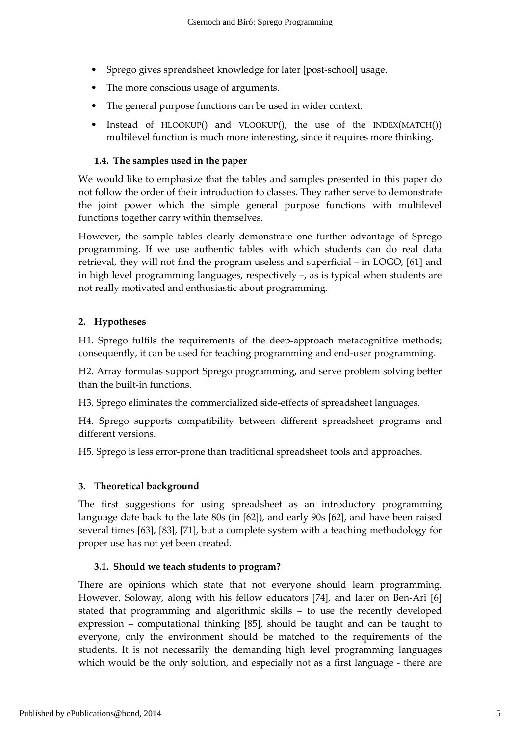- Sprego gives spreadsheet knowledge for later [post-school] usage.
- The more conscious usage of arguments.
- The general purpose functions can be used in wider context.
- Instead of HLOOKUP() and VLOOKUP(), the use of the INDEX(MATCH()) multilevel function is much more interesting, since it requires more thinking.

### 1.4. The samples used in the paper

We would like to emphasize that the tables and samples presented in this paper do not follow the order of their introduction to classes. They rather serve to demonstrate the joint power which the simple general purpose functions with multilevel functions together carry within themselves.

However, the sample tables clearly demonstrate one further advantage of Sprego programming. If we use authentic tables with which students can do real data retrieval, they will not find the program useless and superficial – in LOGO, [61] and in high level programming languages, respectively –, as is typical when students are not really motivated and enthusiastic about programming.

## 2. Hypotheses

H1. Sprego fulfils the requirements of the deep-approach metacognitive methods; consequently, it can be used for teaching programming and end-user programming.

H2. Array formulas support Sprego programming, and serve problem solving better than the built-in functions.

H3. Sprego eliminates the commercialized side-effects of spreadsheet languages.

H4. Sprego supports compatibility between different spreadsheet programs and different versions.

H5. Sprego is less error-prone than traditional spreadsheet tools and approaches.

## 3. Theoretical background

The first suggestions for using spreadsheet as an introductory programming language date back to the late 80s (in [62]), and early 90s [62], and have been raised several times [63], [83], [71], but a complete system with a teaching methodology for proper use has not yet been created.

### 3.1. Should we teach students to program?

There are opinions which state that not everyone should learn programming. However, Soloway, along with his fellow educators [74], and later on Ben-Ari [6] stated that programming and algorithmic skills – to use the recently developed expression – computational thinking [85], should be taught and can be taught to everyone, only the environment should be matched to the requirements of the students. It is not necessarily the demanding high level programming languages which would be the only solution, and especially not as a first language - there are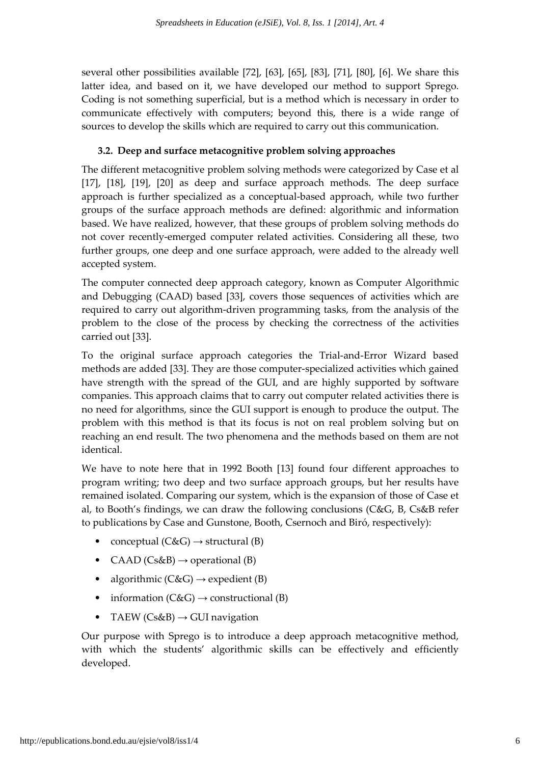several other possibilities available [72], [63], [65], [83], [71], [80], [6]. We share this latter idea, and based on it, we have developed our method to support Sprego. Coding is not something superficial, but is a method which is necessary in order to communicate effectively with computers; beyond this, there is a wide range of sources to develop the skills which are required to carry out this communication.

### 3.2. Deep and surface metacognitive problem solving approaches

The different metacognitive problem solving methods were categorized by Case et al [17], [18], [19], [20] as deep and surface approach methods. The deep surface approach is further specialized as a conceptual-based approach, while two further groups of the surface approach methods are defined: algorithmic and information based. We have realized, however, that these groups of problem solving methods do not cover recently-emerged computer related activities. Considering all these, two further groups, one deep and one surface approach, were added to the already well accepted system.

The computer connected deep approach category, known as Computer Algorithmic and Debugging (CAAD) based [33], covers those sequences of activities which are required to carry out algorithm-driven programming tasks, from the analysis of the problem to the close of the process by checking the correctness of the activities carried out [33].

To the original surface approach categories the Trial-and-Error Wizard based methods are added [33]. They are those computer-specialized activities which gained have strength with the spread of the GUI, and are highly supported by software companies. This approach claims that to carry out computer related activities there is no need for algorithms, since the GUI support is enough to produce the output. The problem with this method is that its focus is not on real problem solving but on reaching an end result. The two phenomena and the methods based on them are not identical.

We have to note here that in 1992 Booth [13] found four different approaches to program writing; two deep and two surface approach groups, but her results have remained isolated. Comparing our system, which is the expansion of those of Case et al, to Booth's findings, we can draw the following conclusions (C&G, B, Cs&B refer to publications by Case and Gunstone, Booth, Csernoch and Biró, respectively):

- conceptual (C&G) → structural (B)
- CAAD (Cs&B) → operational (B)
- algorithmic (C&G) → expedient (B)
- information (C&G) → constructional (B)
- TAEW (Cs&B) → GUI navigation

Our purpose with Sprego is to introduce a deep approach metacognitive method, with which the students' algorithmic skills can be effectively and efficiently developed.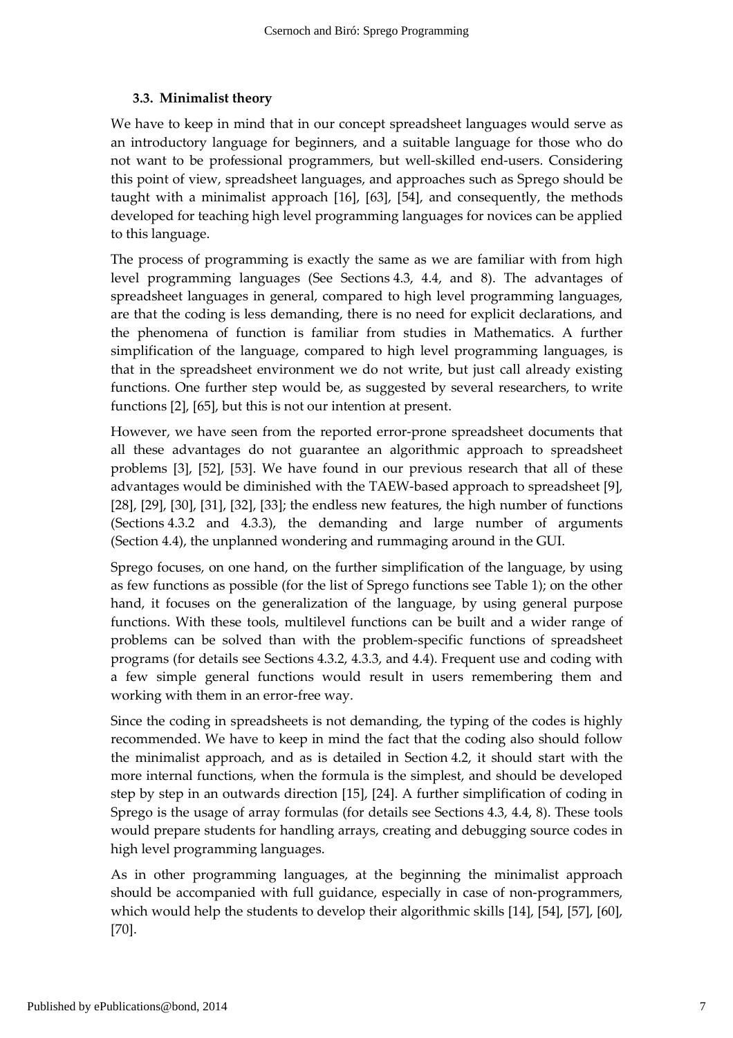### 3.3. Minimalist theory

We have to keep in mind that in our concept spreadsheet languages would serve as an introductory language for beginners, and a suitable language for those who do not want to be professional programmers, but well-skilled end-users. Considering this point of view, spreadsheet languages, and approaches such as Sprego should be taught with a minimalist approach [16], [63], [54], and consequently, the methods developed for teaching high level programming languages for novices can be applied to this language.

The process of programming is exactly the same as we are familiar with from high level programming languages (See Sections 4.3, 4.4, and 8). The advantages of spreadsheet languages in general, compared to high level programming languages, are that the coding is less demanding, there is no need for explicit declarations, and the phenomena of function is familiar from studies in Mathematics. A further simplification of the language, compared to high level programming languages, is that in the spreadsheet environment we do not write, but just call already existing functions. One further step would be, as suggested by several researchers, to write functions [2], [65], but this is not our intention at present.

However, we have seen from the reported error-prone spreadsheet documents that all these advantages do not guarantee an algorithmic approach to spreadsheet problems [3], [52], [53]. We have found in our previous research that all of these advantages would be diminished with the TAEW-based approach to spreadsheet [9], [28], [29], [30], [31], [32], [33]; the endless new features, the high number of functions (Sections 4.3.2 and 4.3.3), the demanding and large number of arguments (Section 4.4), the unplanned wondering and rummaging around in the GUI.

Sprego focuses, on one hand, on the further simplification of the language, by using as few functions as possible (for the list of Sprego functions see Table 1); on the other hand, it focuses on the generalization of the language, by using general purpose functions. With these tools, multilevel functions can be built and a wider range of problems can be solved than with the problem-specific functions of spreadsheet programs (for details see Sections 4.3.2, 4.3.3, and 4.4). Frequent use and coding with a few simple general functions would result in users remembering them and working with them in an error-free way.

Since the coding in spreadsheets is not demanding, the typing of the codes is highly recommended. We have to keep in mind the fact that the coding also should follow the minimalist approach, and as is detailed in Section 4.2, it should start with the more internal functions, when the formula is the simplest, and should be developed step by step in an outwards direction [15], [24]. A further simplification of coding in Sprego is the usage of array formulas (for details see Sections 4.3, 4.4, 8). These tools would prepare students for handling arrays, creating and debugging source codes in high level programming languages.

As in other programming languages, at the beginning the minimalist approach should be accompanied with full guidance, especially in case of non-programmers, which would help the students to develop their algorithmic skills [14], [54], [57], [60], [70].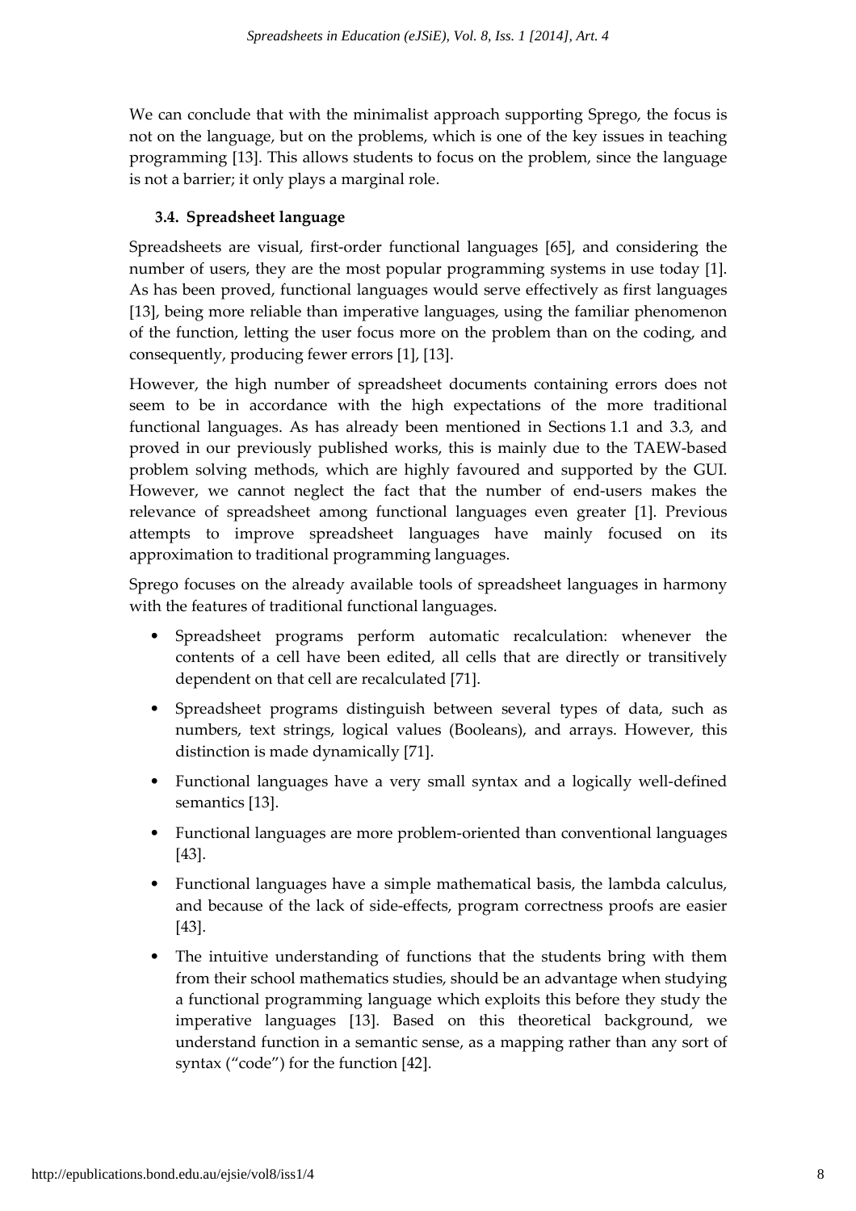We can conclude that with the minimalist approach supporting Sprego, the focus is not on the language, but on the problems, which is one of the key issues in teaching programming [13]. This allows students to focus on the problem, since the language is not a barrier; it only plays a marginal role.

### 3.4. Spreadsheet language

Spreadsheets are visual, first-order functional languages [65], and considering the number of users, they are the most popular programming systems in use today [1]. As has been proved, functional languages would serve effectively as first languages [13], being more reliable than imperative languages, using the familiar phenomenon of the function, letting the user focus more on the problem than on the coding, and consequently, producing fewer errors [1], [13].

However, the high number of spreadsheet documents containing errors does not seem to be in accordance with the high expectations of the more traditional functional languages. As has already been mentioned in Sections 1.1 and 3.3, and proved in our previously published works, this is mainly due to the TAEW-based problem solving methods, which are highly favoured and supported by the GUI. However, we cannot neglect the fact that the number of end-users makes the relevance of spreadsheet among functional languages even greater [1]. Previous attempts to improve spreadsheet languages have mainly focused on its approximation to traditional programming languages.

Sprego focuses on the already available tools of spreadsheet languages in harmony with the features of traditional functional languages.

- Spreadsheet programs perform automatic recalculation: whenever the contents of a cell have been edited, all cells that are directly or transitively dependent on that cell are recalculated [71].
- Spreadsheet programs distinguish between several types of data, such as numbers, text strings, logical values (Booleans), and arrays. However, this distinction is made dynamically [71].
- Functional languages have a very small syntax and a logically well-defined semantics [13].
- Functional languages are more problem-oriented than conventional languages [43].
- Functional languages have a simple mathematical basis, the lambda calculus, and because of the lack of side-effects, program correctness proofs are easier [43].
- The intuitive understanding of functions that the students bring with them from their school mathematics studies, should be an advantage when studying a functional programming language which exploits this before they study the imperative languages [13]. Based on this theoretical background, we understand function in a semantic sense, as a mapping rather than any sort of syntax ("code") for the function [42].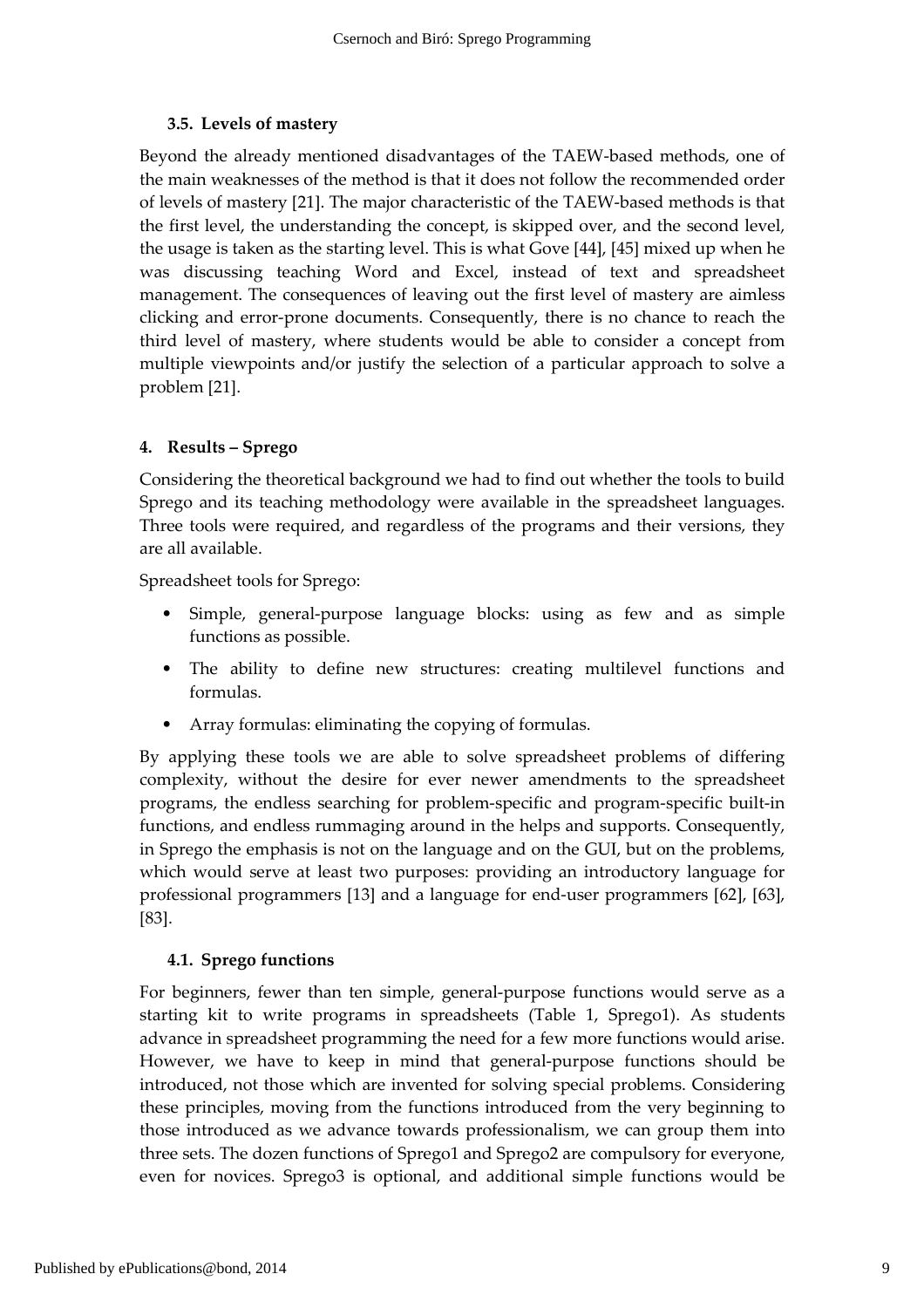### 3.5. Levels of mastery

Beyond the already mentioned disadvantages of the TAEW-based methods, one of the main weaknesses of the method is that it does not follow the recommended order of levels of mastery [21]. The major characteristic of the TAEW-based methods is that the first level, the understanding the concept, is skipped over, and the second level, the usage is taken as the starting level. This is what Gove [44], [45] mixed up when he was discussing teaching Word and Excel, instead of text and spreadsheet management. The consequences of leaving out the first level of mastery are aimless clicking and error-prone documents. Consequently, there is no chance to reach the third level of mastery, where students would be able to consider a concept from multiple viewpoints and/or justify the selection of a particular approach to solve a problem [21].

## 4. Results – Sprego

Considering the theoretical background we had to find out whether the tools to build Sprego and its teaching methodology were available in the spreadsheet languages. Three tools were required, and regardless of the programs and their versions, they are all available.

Spreadsheet tools for Sprego:

- Simple, general-purpose language blocks: using as few and as simple functions as possible.
- The ability to define new structures: creating multilevel functions and formulas.
- Array formulas: eliminating the copying of formulas.

By applying these tools we are able to solve spreadsheet problems of differing complexity, without the desire for ever newer amendments to the spreadsheet programs, the endless searching for problem-specific and program-specific built-in functions, and endless rummaging around in the helps and supports. Consequently, in Sprego the emphasis is not on the language and on the GUI, but on the problems, which would serve at least two purposes: providing an introductory language for professional programmers [13] and a language for end-user programmers [62], [63], [83].

### 4.1. Sprego functions

For beginners, fewer than ten simple, general-purpose functions would serve as a starting kit to write programs in spreadsheets (Table 1, Sprego1). As students advance in spreadsheet programming the need for a few more functions would arise. However, we have to keep in mind that general-purpose functions should be introduced, not those which are invented for solving special problems. Considering these principles, moving from the functions introduced from the very beginning to those introduced as we advance towards professionalism, we can group them into three sets. The dozen functions of Sprego1 and Sprego2 are compulsory for everyone, even for novices. Sprego3 is optional, and additional simple functions would be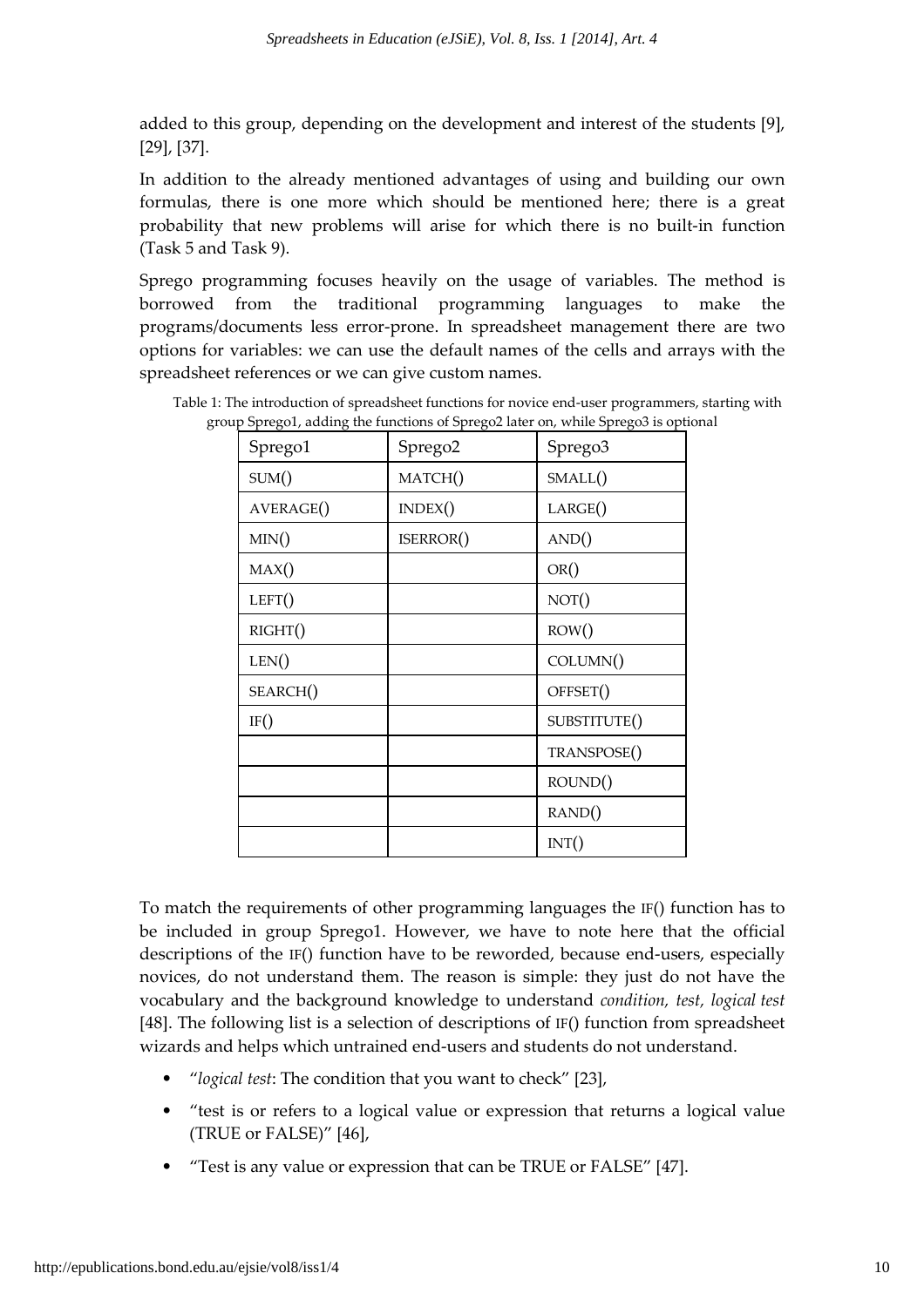added to this group, depending on the development and interest of the students [9], [29], [37].

In addition to the already mentioned advantages of using and building our own formulas, there is one more which should be mentioned here; there is a great probability that new problems will arise for which there is no built-in function (Task 5 and Task 9).

Sprego programming focuses heavily on the usage of variables. The method is borrowed from the traditional programming languages to make the programs/documents less error-prone. In spreadsheet management there are two options for variables: we can use the default names of the cells and arrays with the spreadsheet references or we can give custom names.

Table 1: The introduction of spreadsheet functions for novice end-user programmers, starting with group Sprego1, adding the functions of Sprego2 later on, while Sprego3 is optional

| Sprego1 | Sprego2 | Sprego3 |
|---|---|---|
| SUM() | MATCH() | SMALL() |
| AVERAGE() | INDEX() | LARGE() |
| MIN() | ISERROR() | AND() |
| MAX() | | OR() |
| LEFT() | | NOT() |
| RIGHT() | | ROW() |
| LEN() | | COLUMN() |
| SEARCH() | | OFFSET() |
| IF() | | SUBSTITUTE() |
| | | TRANSPOSE() |
| | | ROUND() |
| | | RAND() |
| | | INT() |

To match the requirements of other programming languages the IF() function has to be included in group Sprego1. However, we have to note here that the official descriptions of the IF() function have to be reworded, because end-users, especially novices, do not understand them. The reason is simple: they just do not have the vocabulary and the background knowledge to understand *condition, test, logical test* [48]. The following list is a selection of descriptions of IF() function from spreadsheet wizards and helps which untrained end-users and students do not understand.

- "*logical test*: The condition that you want to check" [23],
- "test is or refers to a logical value or expression that returns a logical value (TRUE or FALSE)" [46],
- "Test is any value or expression that can be TRUE or FALSE" [47].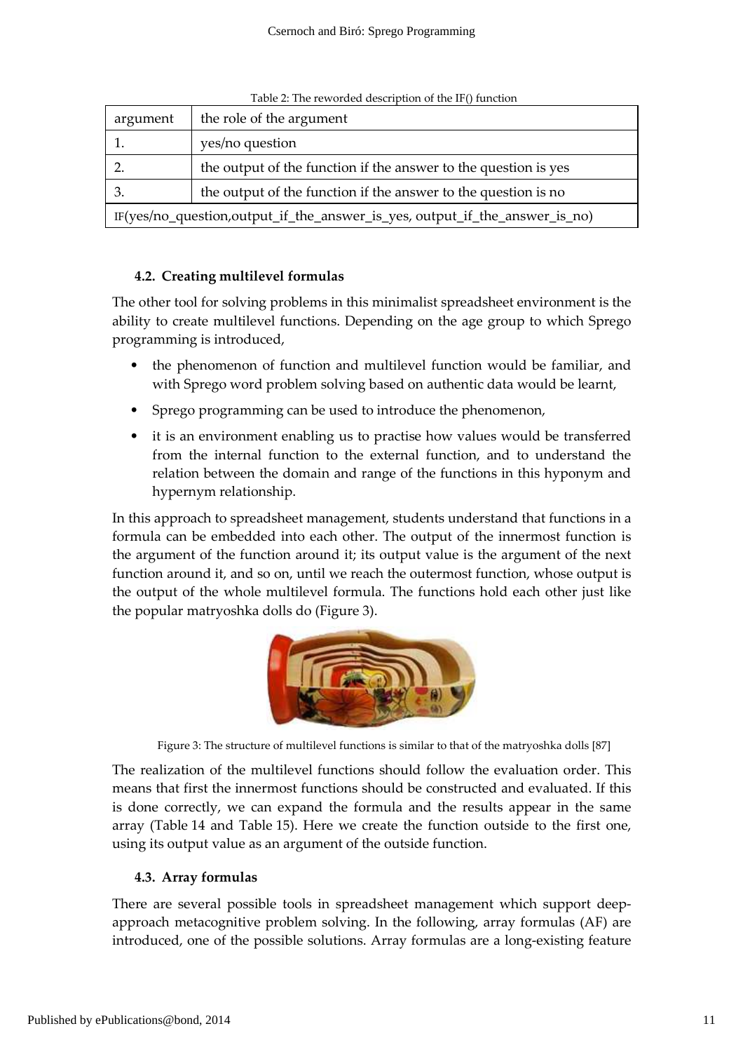Table 2: The reworded description of the IF() function

| argument | the role of the argument |
|---|---|
| 1. | yes/no question |
| 2. | the output of the function if the answer to the question is yes |
| 3. | the output of the function if the answer to the question is no |
| IF(yes/no_question,output_if_the_answer_is_yes, output_if_the_answer_is_no) | |

### 4.2. Creating multilevel formulas

The other tool for solving problems in this minimalist spreadsheet environment is the ability to create multilevel functions. Depending on the age group to which Sprego programming is introduced,

- the phenomenon of function and multilevel function would be familiar, and with Sprego word problem solving based on authentic data would be learnt,
- Sprego programming can be used to introduce the phenomenon,
- it is an environment enabling us to practise how values would be transferred from the internal function to the external function, and to understand the relation between the domain and range of the functions in this hyponym and hypernym relationship.

In this approach to spreadsheet management, students understand that functions in a formula can be embedded into each other. The output of the innermost function is the argument of the function around it; its output value is the argument of the next function around it, and so on, until we reach the outermost function, whose output is the output of the whole multilevel formula. The functions hold each other just like the popular matryoshka dolls do (Figure 3).

Figure 3: The structure of multilevel functions is similar to that of the matryoshka dolls [87]

The realization of the multilevel functions should follow the evaluation order. This means that first the innermost functions should be constructed and evaluated. If this is done correctly, we can expand the formula and the results appear in the same array (Table 14 and Table 15). Here we create the function outside to the first one, using its output value as an argument of the outside function.

### 4.3. Array formulas

There are several possible tools in spreadsheet management which support deep-approach metacognitive problem solving. In the following, array formulas (AF) are introduced, one of the possible solutions. Array formulas are a long-existing feature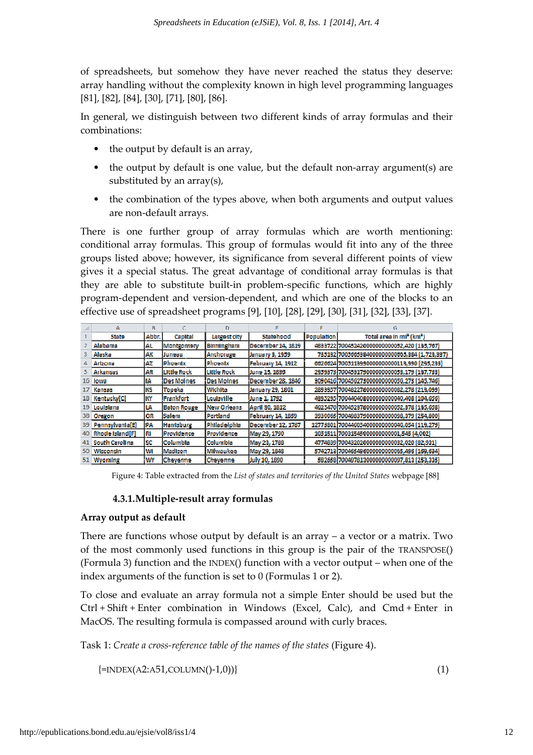of spreadsheets, but somehow they have never reached the status they deserve: array handling without the complexity known in high level programming languages [81], [82], [84], [30], [71], [80], [86].

In general, we distinguish between two different kinds of array formulas and their combinations:

- the output by default is an array,
- the output by default is one value, but the default non-array argument(s) are substituted by an array(s),
- the combination of the types above, when both arguments and output values are non-default arrays.

There is one further group of array formulas which are worth mentioning: conditional array formulas. This group of formulas would fit into any of the three groups listed above; however, its significance from several different points of view gives it a special status. The great advantage of conditional array formulas is that they are able to substitute built-in problem-specific functions, which are highly program-dependent and version-dependent, and which are one of the blocks to an effective use of spreadsheet programs [9], [10], [28], [29], [30], [31], [32], [33], [37].

| | A | B | C | D | E | F | G |
|---|---|---|---|---|---|---|---|
| 1 | State | Abbr. | Capital | Largest city | Statehood | Population | Total area in mi² (km²) |
| 2 | Alabama | AL | Montgomery | Birmingham | December 14, 1819 | 4833722 | 7004524200000000000052,420 (135,767) |
| 3 | Alaska | AK | Juneau | Anchorage | January 3, 1959 | 735132 | 7005665384000000000665,384 (1,723,337) |
| 4 | Arizona | AZ | Phoenix | Phoenix | February 14, 1912 | 6626624 | 7005113990000000000113,990 (295,233) |
| 5 | Arkansas | AR | Little Rock | Little Rock | June 15, 1836 | 2959373 | 7004531790000000000053,179 (137,733) |
| 16 | Iowa | IA | Des Moines | Des Moines | December 28, 1846 | 3090416 | 7004562730000000000056,273 (145,746) |
| 17 | Kansas | KS | Topeka | Wichita | January 29, 1861 | 2893957 | 7004822780000000000082,278 (213,099) |
| 18 | Kentucky[C] | KY | Frankfort | Louisville | June 1, 1792 | 4395295 | 7004404080000000000040,408 (104,656) |
| 19 | Louisiana | LA | Baton Rouge | New Orleans | April 30, 1812 | 4625470 | 7004523780000000000052,378 (135,658) |
| 38 | Oregon | OR | Salem | Portland | February 14, 1859 | 3930065 | 7004983790000000000098,379 (254,800) |
| 39 | Pennsylvania[E] | PA | Harrisburg | Philadelphia | December 12, 1787 | 12773801 | 7004460540000000000046,054 (119,279) |
| 40 | Rhode Island[F] | RI | Providence | Providence | May 29, 1790 | 1051511 | 7003154500000000000001,545 (4,002) |
| 41 | South Carolina | SC | Columbia | Columbia | May 23, 1788 | 4774839 | 7004320200000000000032,020 (82,931) |
| 50 | Wisconsin | WI | Madison | Milwaukee | May 29, 1848 | 5742713 | 7004654960000000000065,496 (169,634) |
| 51 | Wyoming | WY | Cheyenne | Cheyenne | July 10, 1890 | 582658 | 7004978130000000000097,813 (253,335) |

Figure 4: Table extracted from the *List of states and territories of the United States* webpage [88]

### 4.3.1. Multiple-result array formulas

**Array output as default**

There are functions whose output by default is an array – a vector or a matrix. Two of the most commonly used functions in this group is the pair of the TRANSPOSE() (Formula 3) function and the INDEX() function with a vector output – when one of the index arguments of the function is set to 0 (Formulas 1 or 2).

To close and evaluate an array formula not a simple Enter should be used but the Ctrl + Shift + Enter combination in Windows (Excel, Calc), and Cmd + Enter in MacOS. The resulting formula is compassed around with curly braces.

Task 1: *Create a cross-reference table of the names of the states* (Figure 4).

```
{=INDEX(A2:A51,COLUMN()-1,0)}                                    (1)
```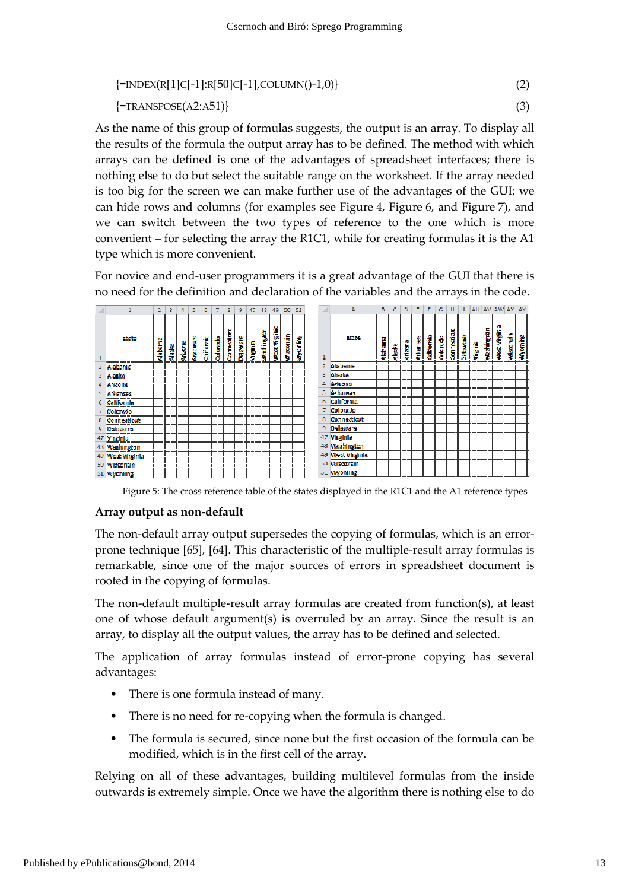{=INDEX(R[1]C[-1]:R[50]C[-1],COLUMN()-1,0)} (2)

{=TRANSPOSE(A2:A51)} (3)

As the name of this group of formulas suggests, the output is an array. To display all the results of the formula the output array has to be defined. The method with which arrays can be defined is one of the advantages of spreadsheet interfaces; there is nothing else to do but select the suitable range on the worksheet. If the array needed is too big for the screen we can make further use of the advantages of the GUI; we can hide rows and columns (for examples see Figure 4, Figure 6, and Figure 7), and we can switch between the two types of reference to the one which is more convenient – for selecting the array the R1C1, while for creating formulas it is the A1 type which is more convenient.

For novice and end-user programmers it is a great advantage of the GUI that there is no need for the definition and declaration of the variables and the arrays in the code.

| | 1 | 2 | 3 | 4 | 5 | 6 | 7 | 8 | 9 | 47 | 48 | 49 | 50 | 51 |
|---|---|---|---|---|---|---|---|---|---|---|---|---|---|---|
| 1 | state | Alabama | Alaska | Arizona | Arkansas | California | Colorado | Connecticut | Delaware | Virginia | Washington | West Virginia | Wisconsin | Wyoming |
| 2 | Alabama | | | | | | | | | | | | | |
| 3 | Alaska | | | | | | | | | | | | | |
| 4 | Arizona | | | | | | | | | | | | | |
| 5 | Arkansas | | | | | | | | | | | | | |
| 6 | California | | | | | | | | | | | | | |
| 7 | Colorado | | | | | | | | | | | | | |
| 8 | Connecticut | | | | | | | | | | | | | |
| 9 | Delaware | | | | | | | | | | | | | |
| 47 | Virginia | | | | | | | | | | | | | |
| 48 | Washington | | | | | | | | | | | | | |
| 49 | West Virginia | | | | | | | | | | | | | |
| 50 | Wisconsin | | | | | | | | | | | | | |
| 51 | Wyoming | | | | | | | | | | | | | |

| | A | B | C | D | E | F | G | H | I | AU | AV | AW | AX | AY |
|---|---|---|---|---|---|---|---|---|---|---|---|---|---|---|
| 1 | state | Alabama | Alaska | Arizona | Arkansas | California | Colorado | Connecticut | Delaware | Virginia | Washington | West Virginia | Wisconsin | Wyoming |
| 2 | Alabama | | | | | | | | | | | | | |
| 3 | Alaska | | | | | | | | | | | | | |
| 4 | Arizona | | | | | | | | | | | | | |
| 5 | Arkansas | | | | | | | | | | | | | |
| 6 | California | | | | | | | | | | | | | |
| 7 | Colorado | | | | | | | | | | | | | |
| 8 | Connecticut | | | | | | | | | | | | | |
| 9 | Delaware | | | | | | | | | | | | | |
| 47 | Virginia | | | | | | | | | | | | | |
| 48 | Washington | | | | | | | | | | | | | |
| 49 | West Virginia | | | | | | | | | | | | | |
| 50 | Wisconsin | | | | | | | | | | | | | |
| 51 | Wyoming | | | | | | | | | | | | | |

Figure 5: The cross reference table of the states displayed in the R1C1 and the A1 reference types

**Array output as non-default**

The non-default array output supersedes the copying of formulas, which is an error-prone technique [65], [64]. This characteristic of the multiple-result array formulas is remarkable, since one of the major sources of errors in spreadsheet document is rooted in the copying of formulas.

The non-default multiple-result array formulas are created from function(s), at least one of whose default argument(s) is overruled by an array. Since the result is an array, to display all the output values, the array has to be defined and selected.

The application of array formulas instead of error-prone copying has several advantages:

- There is one formula instead of many.
- There is no need for re-copying when the formula is changed.
- The formula is secured, since none but the first occasion of the formula can be modified, which is in the first cell of the array.

Relying on all of these advantages, building multilevel formulas from the inside outwards is extremely simple. Once we have the algorithm there is nothing else to do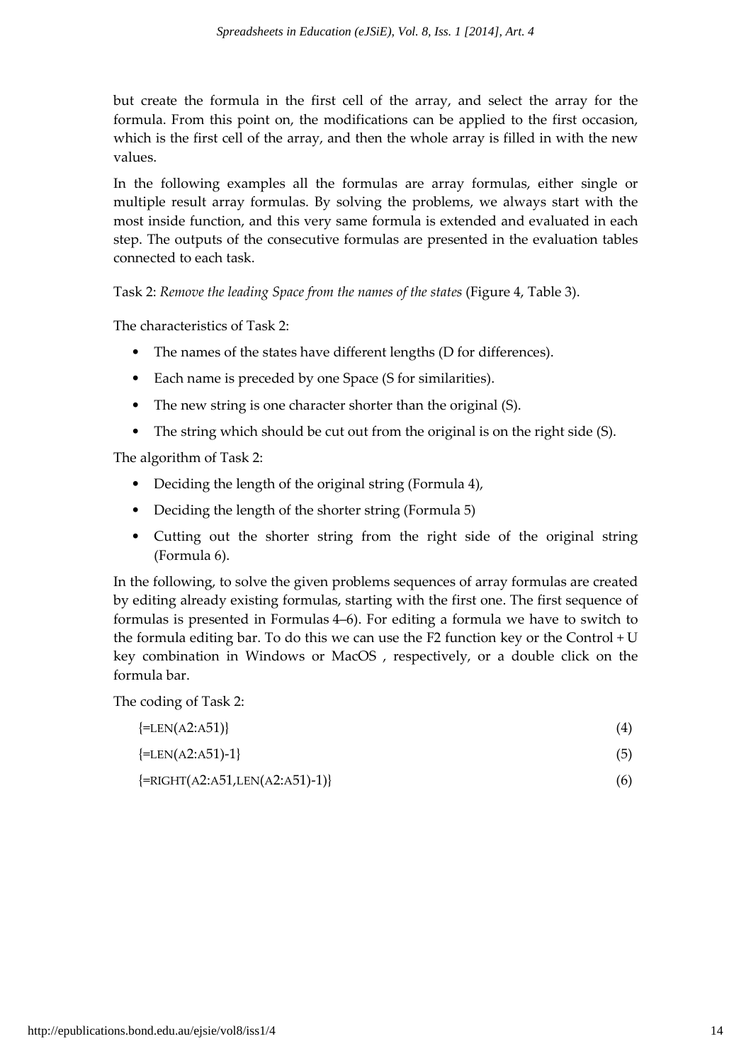but create the formula in the first cell of the array, and select the array for the formula. From this point on, the modifications can be applied to the first occasion, which is the first cell of the array, and then the whole array is filled in with the new values.

In the following examples all the formulas are array formulas, either single or multiple result array formulas. By solving the problems, we always start with the most inside function, and this very same formula is extended and evaluated in each step. The outputs of the consecutive formulas are presented in the evaluation tables connected to each task.

Task 2: *Remove the leading Space from the names of the states* (Figure 4, Table 3).

The characteristics of Task 2:

- The names of the states have different lengths (D for differences).
- Each name is preceded by one Space (S for similarities).
- The new string is one character shorter than the original (S).
- The string which should be cut out from the original is on the right side (S).

The algorithm of Task 2:

- Deciding the length of the original string (Formula 4),
- Deciding the length of the shorter string (Formula 5)
- Cutting out the shorter string from the right side of the original string (Formula 6).

In the following, to solve the given problems sequences of array formulas are created by editing already existing formulas, starting with the first one. The first sequence of formulas is presented in Formulas 4–6). For editing a formula we have to switch to the formula editing bar. To do this we can use the F2 function key or the Control + U key combination in Windows or MacOS , respectively, or a double click on the formula bar.

The coding of Task 2:

{=LEN(A2:A51)} (4)

{=LEN(A2:A51)-1} (5)

{=RIGHT(A2:A51,LEN(A2:A51)-1)} (6)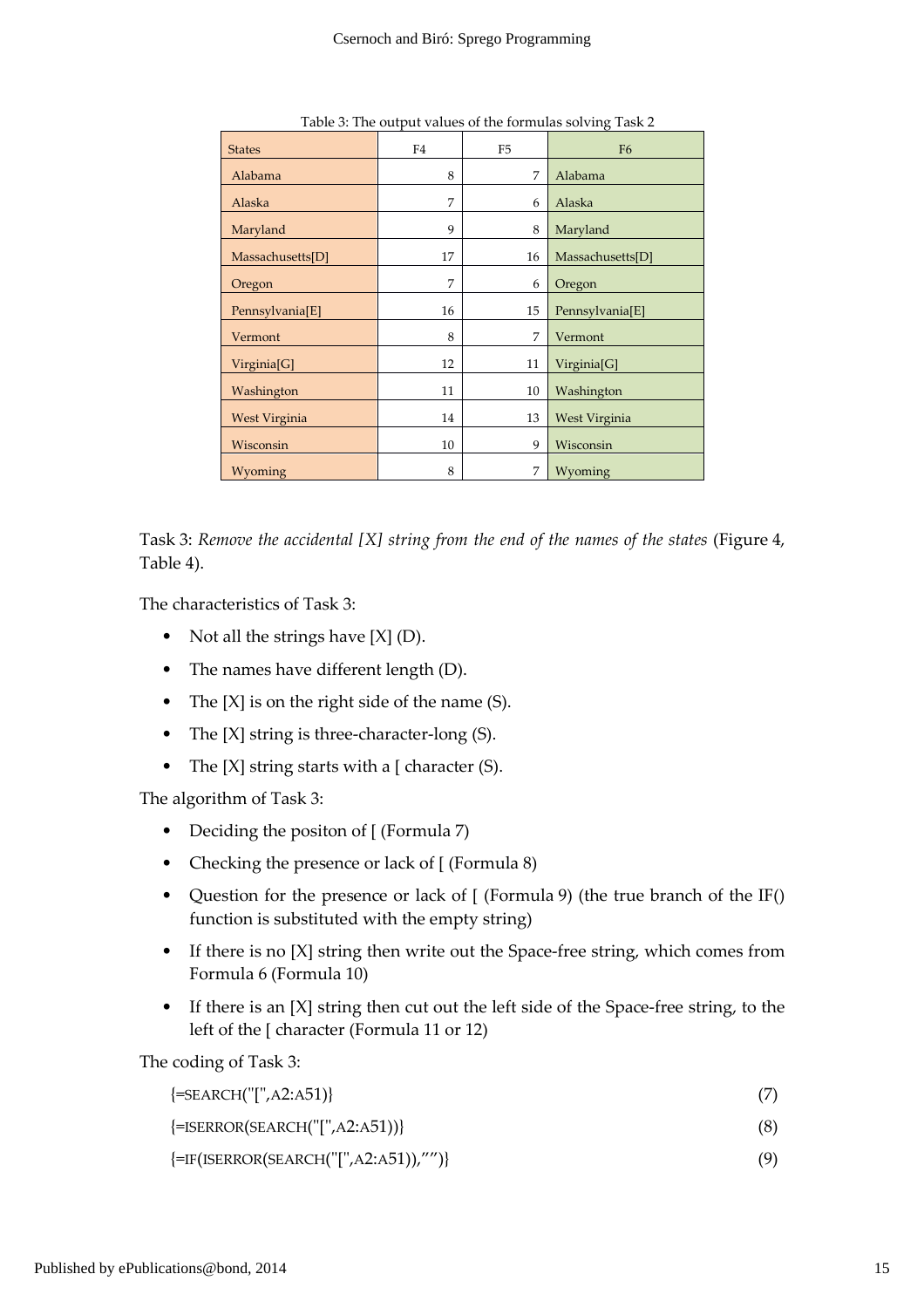Table 3: The output values of the formulas solving Task 2

| States | F4 | F5 | F6 |
|---|---|---|---|
| Alabama | 8 | 7 | Alabama |
| Alaska | 7 | 6 | Alaska |
| Maryland | 9 | 8 | Maryland |
| Massachusetts[D] | 17 | 16 | Massachusetts[D] |
| Oregon | 7 | 6 | Oregon |
| Pennsylvania[E] | 16 | 15 | Pennsylvania[E] |
| Vermont | 8 | 7 | Vermont |
| Virginia[G] | 12 | 11 | Virginia[G] |
| Washington | 11 | 10 | Washington |
| West Virginia | 14 | 13 | West Virginia |
| Wisconsin | 10 | 9 | Wisconsin |
| Wyoming | 8 | 7 | Wyoming |

Task 3: *Remove the accidental [X] string from the end of the names of the states* (Figure 4, Table 4).

The characteristics of Task 3:

- Not all the strings have [X] (D).
- The names have different length (D).
- The [X] is on the right side of the name (S).
- The [X] string is three-character-long (S).
- The [X] string starts with a [ character (S).

The algorithm of Task 3:

- Deciding the positon of [ (Formula 7)
- Checking the presence or lack of [ (Formula 8)
- Question for the presence or lack of [ (Formula 9) (the true branch of the IF() function is substituted with the empty string)
- If there is no [X] string then write out the Space-free string, which comes from Formula 6 (Formula 10)
- If there is an [X] string then cut out the left side of the Space-free string, to the left of the [ character (Formula 11 or 12)

The coding of Task 3:

{=SEARCH("[",A2:A51)} (7)

{=ISERROR(SEARCH("[",A2:A51))} (8)

{=IF(ISERROR(SEARCH("[",A2:A51)),"")} (9)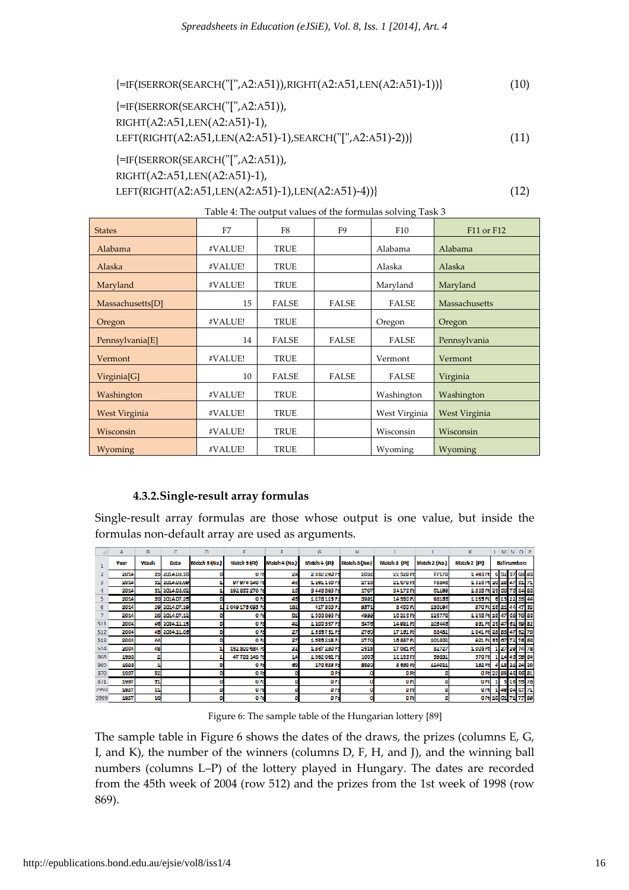```
{=IF(ISERROR(SEARCH("[",A2:A51)),RIGHT(A2:A51,LEN(A2:A51)-1))}     (10)
```

```
{=IF(ISERROR(SEARCH("[",A2:A51)),
RIGHT(A2:A51,LEN(A2:A51)-1),
LEFT(RIGHT(A2:A51,LEN(A2:A51)-1),SEARCH("[",A2:A51)-2))}     (11)
```

```
{=IF(ISERROR(SEARCH("[",A2:A51)),
RIGHT(A2:A51,LEN(A2:A51)-1),
LEFT(RIGHT(A2:A51,LEN(A2:A51)-1),LEN(A2:A51)-4))}     (12)
```

Table 4: The output values of the formulas solving Task 3

| States | F7 | F8 | F9 | F10 | F11 or F12 |
|---|---|---|---|---|---|
| Alabama | #VALUE! | TRUE | | Alabama | Alabama |
| Alaska | #VALUE! | TRUE | | Alaska | Alaska |
| Maryland | #VALUE! | TRUE | | Maryland | Maryland |
| Massachusetts[D] | 15 | FALSE | FALSE | FALSE | Massachusetts |
| Oregon | #VALUE! | TRUE | | Oregon | Oregon |
| Pennsylvania[E] | 14 | FALSE | FALSE | FALSE | Pennsylvania |
| Vermont | #VALUE! | TRUE | | Vermont | Vermont |
| Virginia[G] | 10 | FALSE | FALSE | FALSE | Virginia |
| Washington | #VALUE! | TRUE | | Washington | Washington |
| West Virginia | #VALUE! | TRUE | | West Virginia | West Virginia |
| Wisconsin | #VALUE! | TRUE | | Wisconsin | Wisconsin |
| Wyoming | #VALUE! | TRUE | | Wyoming | Wyoming |

### 4.3.2. Single-result array formulas

Single-result array formulas are those whose output is one value, but inside the formulas non-default array are used as arguments.

Figure 6: The sample table of the Hungarian lottery [89]

The sample table in Figure 6 shows the dates of the draws, the prizes (columns E, G, I, and K), the number of the winners (columns D, F, H, and J), and the winning ball numbers (columns L–P) of the lottery played in Hungary. The dates are recorded from the 45th week of 2004 (row 512) and the prizes from the 1st week of 1998 (row 869).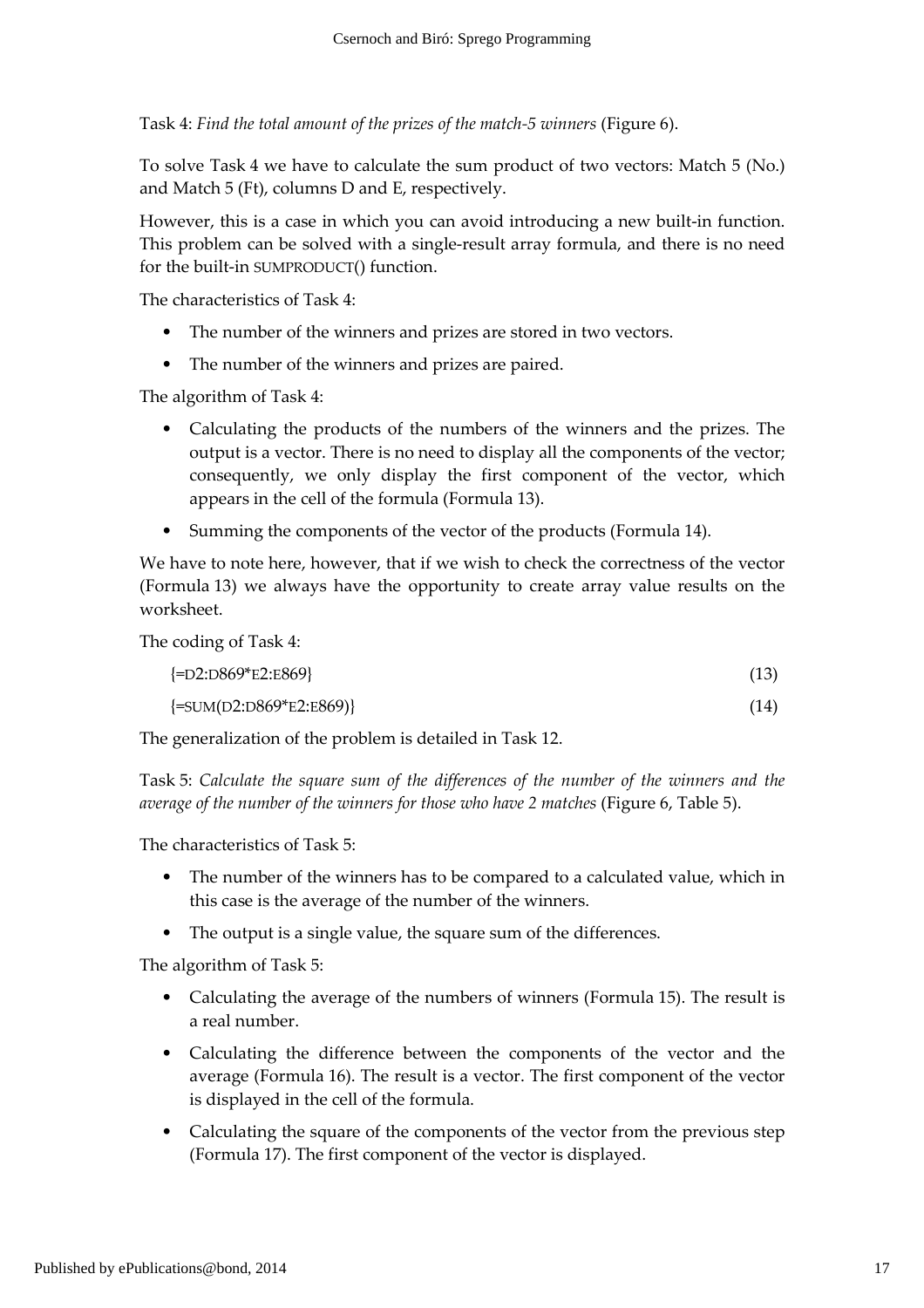Task 4: *Find the total amount of the prizes of the match-5 winners* (Figure 6).

To solve Task 4 we have to calculate the sum product of two vectors: Match 5 (No.) and Match 5 (Ft), columns D and E, respectively.

However, this is a case in which you can avoid introducing a new built-in function. This problem can be solved with a single-result array formula, and there is no need for the built-in SUMPRODUCT() function.

The characteristics of Task 4:

- The number of the winners and prizes are stored in two vectors.
- The number of the winners and prizes are paired.

The algorithm of Task 4:

- Calculating the products of the numbers of the winners and the prizes. The output is a vector. There is no need to display all the components of the vector; consequently, we only display the first component of the vector, which appears in the cell of the formula (Formula 13).
- Summing the components of the vector of the products (Formula 14).

We have to note here, however, that if we wish to check the correctness of the vector (Formula 13) we always have the opportunity to create array value results on the worksheet.

The coding of Task 4:

```
{=D2:D869*E2:E869}          (13)
{=SUM(D2:D869*E2:E869)}     (14)
```

The generalization of the problem is detailed in Task 12.

Task 5: *Calculate the square sum of the differences of the number of the winners and the average of the number of the winners for those who have 2 matches* (Figure 6, Table 5).

The characteristics of Task 5:

- The number of the winners has to be compared to a calculated value, which in this case is the average of the number of the winners.
- The output is a single value, the square sum of the differences.

The algorithm of Task 5:

- Calculating the average of the numbers of winners (Formula 15). The result is a real number.
- Calculating the difference between the components of the vector and the average (Formula 16). The result is a vector. The first component of the vector is displayed in the cell of the formula.
- Calculating the square of the components of the vector from the previous step (Formula 17). The first component of the vector is displayed.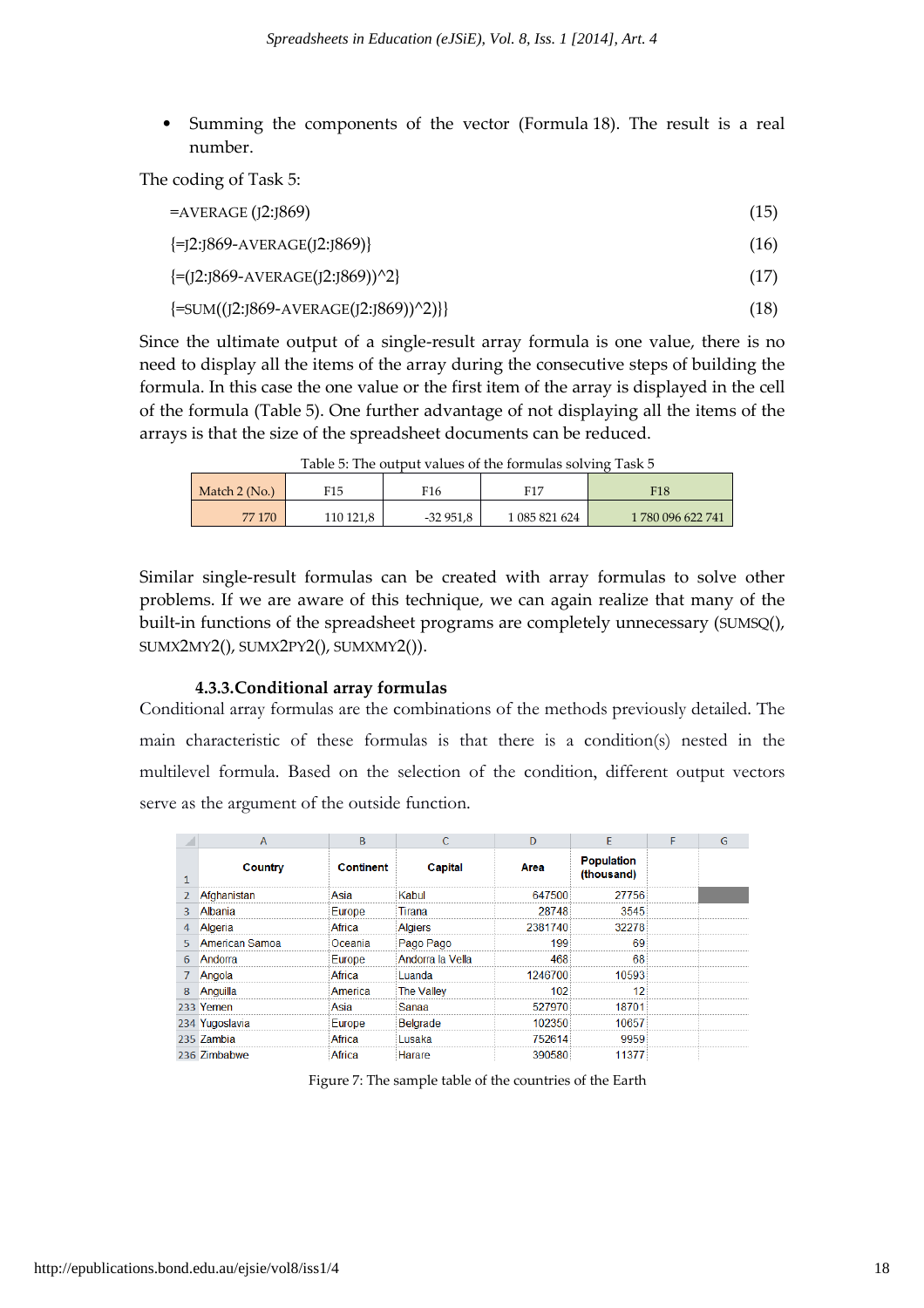- Summing the components of the vector (Formula 18). The result is a real number.

The coding of Task 5:

```
=AVERAGE (J2:J869)                          (15)
{=J2:J869-AVERAGE(J2:J869)}                 (16)
{=(J2:J869-AVERAGE(J2:J869))^2}             (17)
{=SUM((J2:J869-AVERAGE(J2:J869))^2)}        (18)
```

Since the ultimate output of a single-result array formula is one value, there is no need to display all the items of the array during the consecutive steps of building the formula. In this case the one value or the first item of the array is displayed in the cell of the formula (Table 5). One further advantage of not displaying all the items of the arrays is that the size of the spreadsheet documents can be reduced.

Table 5: The output values of the formulas solving Task 5

| Match 2 (No.) | F15 | F16 | F17 | F18 |
|---|---|---|---|---|
| 77 170 | 110 121,8 | -32 951,8 | 1 085 821 624 | 1 780 096 622 741 |

Similar single-result formulas can be created with array formulas to solve other problems. If we are aware of this technique, we can again realize that many of the built-in functions of the spreadsheet programs are completely unnecessary (SUMSQ(), SUMX2MY2(), SUMX2PY2(), SUMXMY2()).

### 4.3.3. Conditional array formulas

Conditional array formulas are the combinations of the methods previously detailed. The main characteristic of these formulas is that there is a condition(s) nested in the multilevel formula. Based on the selection of the condition, different output vectors serve as the argument of the outside function.

| | A | B | C | D | E | F | G |
|---|---|---|---|---|---|---|---|
| 1 | Country | Continent | Capital | Area | Population (thousand) | | |
| 2 | Afghanistan | Asia | Kabul | 647500 | 27756 | | |
| 3 | Albania | Europe | Tirana | 28748 | 3545 | | |
| 4 | Algeria | Africa | Algiers | 2381740 | 32278 | | |
| 5 | American Samoa | Oceania | Pago Pago | 199 | 69 | | |
| 6 | Andorra | Europe | Andorra la Vella | 468 | 68 | | |
| 7 | Angola | Africa | Luanda | 1246700 | 10593 | | |
| 8 | Anguilla | America | The Valley | 102 | 12 | | |
| 233 | Yemen | Asia | Sanaa | 527970 | 18701 | | |
| 234 | Yugoslavia | Europe | Belgrade | 102350 | 10657 | | |
| 235 | Zambia | Africa | Lusaka | 752614 | 9959 | | |
| 236 | Zimbabwe | Africa | Harare | 390580 | 11377 | | |

Figure 7: The sample table of the countries of the Earth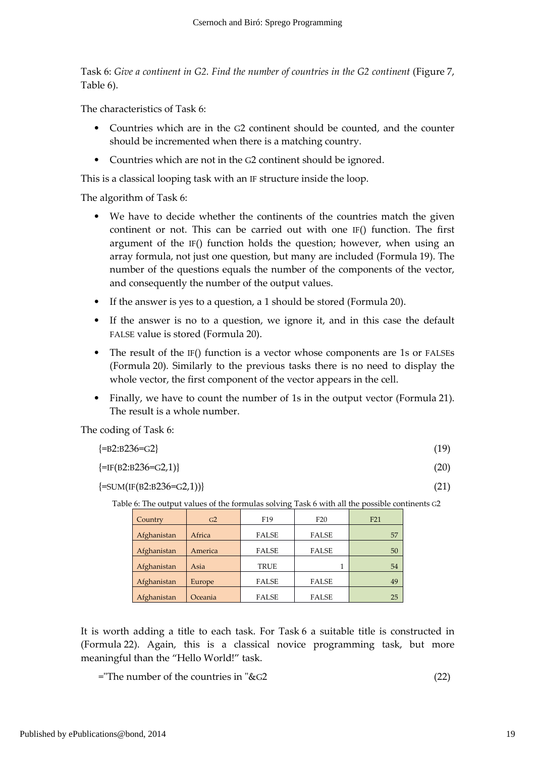Task 6: *Give a continent in G2. Find the number of countries in the G2 continent* (Figure 7, Table 6).

The characteristics of Task 6:

- Countries which are in the G2 continent should be counted, and the counter should be incremented when there is a matching country.
- Countries which are not in the G2 continent should be ignored.

This is a classical looping task with an IF structure inside the loop.

The algorithm of Task 6:

- We have to decide whether the continents of the countries match the given continent or not. This can be carried out with one IF() function. The first argument of the IF() function holds the question; however, when using an array formula, not just one question, but many are included (Formula 19). The number of the questions equals the number of the components of the vector, and consequently the number of the output values.
- If the answer is yes to a question, a 1 should be stored (Formula 20).
- If the answer is no to a question, we ignore it, and in this case the default FALSE value is stored (Formula 20).
- The result of the IF() function is a vector whose components are 1s or FALSEs (Formula 20). Similarly to the previous tasks there is no need to display the whole vector, the first component of the vector appears in the cell.
- Finally, we have to count the number of 1s in the output vector (Formula 21). The result is a whole number.

The coding of Task 6:

{=B2:B236=G2} (19)

{=IF(B2:B236=G2,1)} (20)

{=SUM(IF(B2:B236=G2,1))} (21)

Table 6: The output values of the formulas solving Task 6 with all the possible continents G2

| Country | G2 | F19 | F20 | F21 |
|---|---|---|---|---|
| Afghanistan | Africa | FALSE | FALSE | 57 |
| Afghanistan | America | FALSE | FALSE | 50 |
| Afghanistan | Asia | TRUE | 1 | 54 |
| Afghanistan | Europe | FALSE | FALSE | 49 |
| Afghanistan | Oceania | FALSE | FALSE | 25 |

It is worth adding a title to each task. For Task 6 a suitable title is constructed in (Formula 22). Again, this is a classical novice programming task, but more meaningful than the "Hello World!" task.

="The number of the countries in "&G2 (22)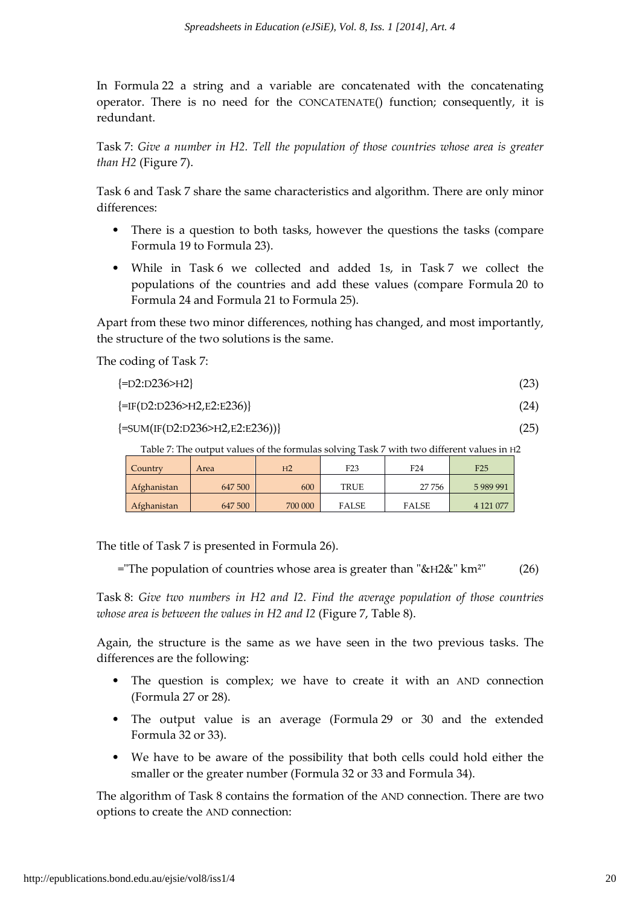In Formula 22 a string and a variable are concatenated with the concatenating operator. There is no need for the CONCATENATE() function; consequently, it is redundant.

Task 7: *Give a number in H2. Tell the population of those countries whose area is greater than H2* (Figure 7).

Task 6 and Task 7 share the same characteristics and algorithm. There are only minor differences:

- There is a question to both tasks, however the questions the tasks (compare Formula 19 to Formula 23).
- While in Task 6 we collected and added 1s, in Task 7 we collect the populations of the countries and add these values (compare Formula 20 to Formula 24 and Formula 21 to Formula 25).

Apart from these two minor differences, nothing has changed, and most importantly, the structure of the two solutions is the same.

The coding of Task 7:

```
{=D2:D236>H2}                         (23)
{=IF(D2:D236>H2,E2:E236)}             (24)
{=SUM(IF(D2:D236>H2,E2:E236))}        (25)
```

Table 7: The output values of the formulas solving Task 7 with two different values in H2

| Country | Area | H2 | F23 | F24 | F25 |
|---|---|---|---|---|---|
| Afghanistan | 647 500 | 600 | TRUE | 27 756 | 5 989 991 |
| Afghanistan | 647 500 | 700 000 | FALSE | FALSE | 4 121 077 |

The title of Task 7 is presented in Formula 26).

```
="The population of countries whose area is greater than "&H2&" km²"      (26)
```

Task 8: *Give two numbers in H2 and I2. Find the average population of those countries whose area is between the values in H2 and I2* (Figure 7, Table 8).

Again, the structure is the same as we have seen in the two previous tasks. The differences are the following:

- The question is complex; we have to create it with an AND connection (Formula 27 or 28).
- The output value is an average (Formula 29 or 30 and the extended Formula 32 or 33).
- We have to be aware of the possibility that both cells could hold either the smaller or the greater number (Formula 32 or 33 and Formula 34).

The algorithm of Task 8 contains the formation of the AND connection. There are two options to create the AND connection: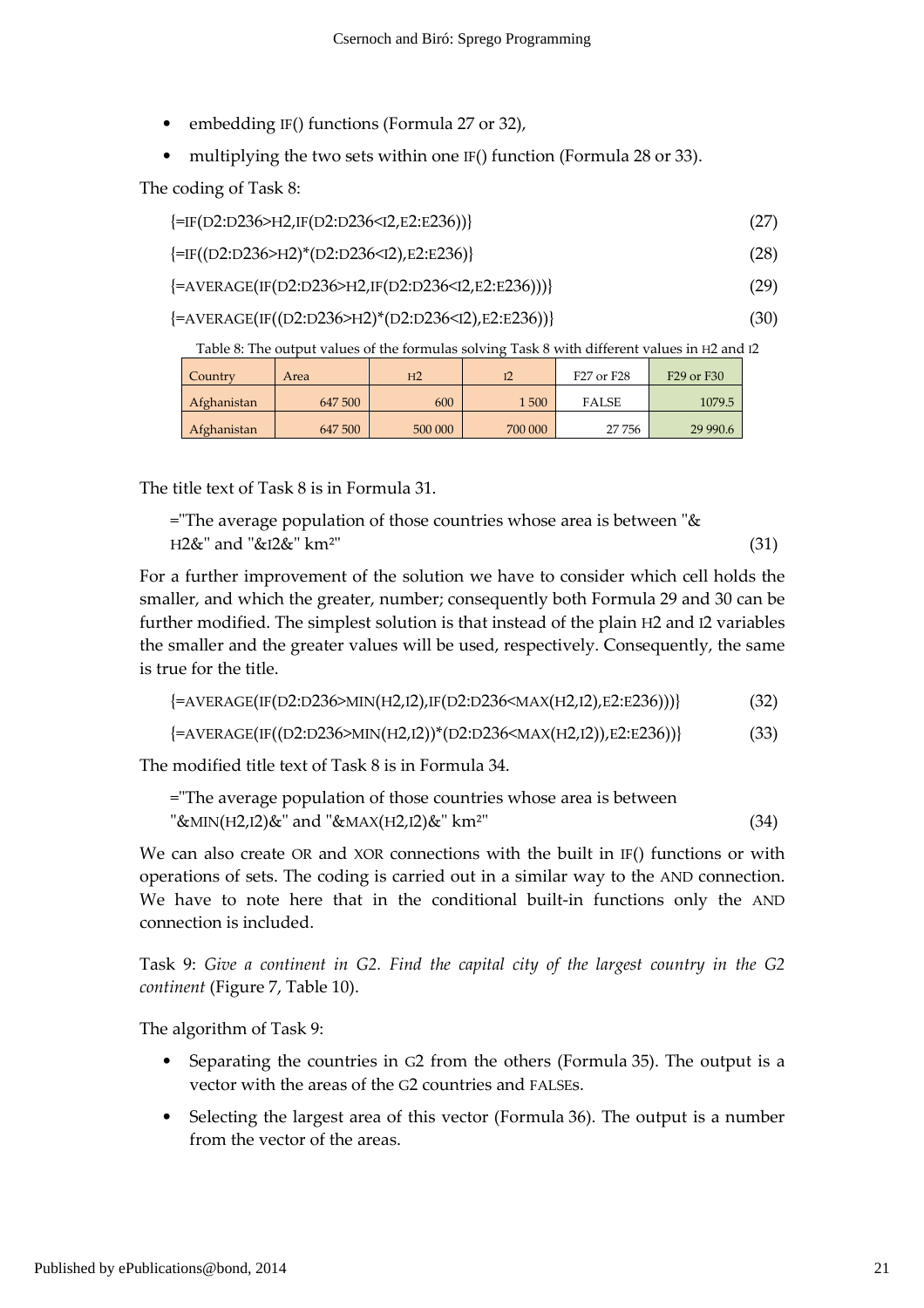- embedding IF() functions (Formula 27 or 32),
- multiplying the two sets within one IF() function (Formula 28 or 33).

The coding of Task 8:

{=IF(D2:D236>H2,IF(D2:D236<I2,E2:E236))} (27)

{=IF((D2:D236>H2)*(D2:D236<I2),E2:E236)} (28)

{=AVERAGE(IF(D2:D236>H2,IF(D2:D236<I2,E2:E236)))} (29)

{=AVERAGE(IF((D2:D236>H2)*(D2:D236<I2),E2:E236))} (30)

Table 8: The output values of the formulas solving Task 8 with different values in H2 and I2

| Country | Area | H2 | I2 | F27 or F28 | F29 or F30 |
|---|---|---|---|---|---|
| Afghanistan | 647 500 | 600 | 1 500 | FALSE | 1079.5 |
| Afghanistan | 647 500 | 500 000 | 700 000 | 27 756 | 29 990.6 |

The title text of Task 8 is in Formula 31.

="The average population of those countries whose area is between "& H2&" and "&I2&" km²" (31)

For a further improvement of the solution we have to consider which cell holds the smaller, and which the greater, number; consequently both Formula 29 and 30 can be further modified. The simplest solution is that instead of the plain H2 and I2 variables the smaller and the greater values will be used, respectively. Consequently, the same is true for the title.

{=AVERAGE(IF(D2:D236>MIN(H2,I2),IF(D2:D236<MAX(H2,I2),E2:E236)))} (32)

{=AVERAGE(IF((D2:D236>MIN(H2,I2))*(D2:D236<MAX(H2,I2)),E2:E236))} (33)

The modified title text of Task 8 is in Formula 34.

="The average population of those countries whose area is between "&MIN(H2,I2)&" and "&MAX(H2,I2)&" km²" (34)

We can also create OR and XOR connections with the built in IF() functions or with operations of sets. The coding is carried out in a similar way to the AND connection. We have to note here that in the conditional built-in functions only the AND connection is included.

Task 9: *Give a continent in G2. Find the capital city of the largest country in the G2 continent* (Figure 7, Table 10).

The algorithm of Task 9:

- Separating the countries in G2 from the others (Formula 35). The output is a vector with the areas of the G2 countries and FALSEs.
- Selecting the largest area of this vector (Formula 36). The output is a number from the vector of the areas.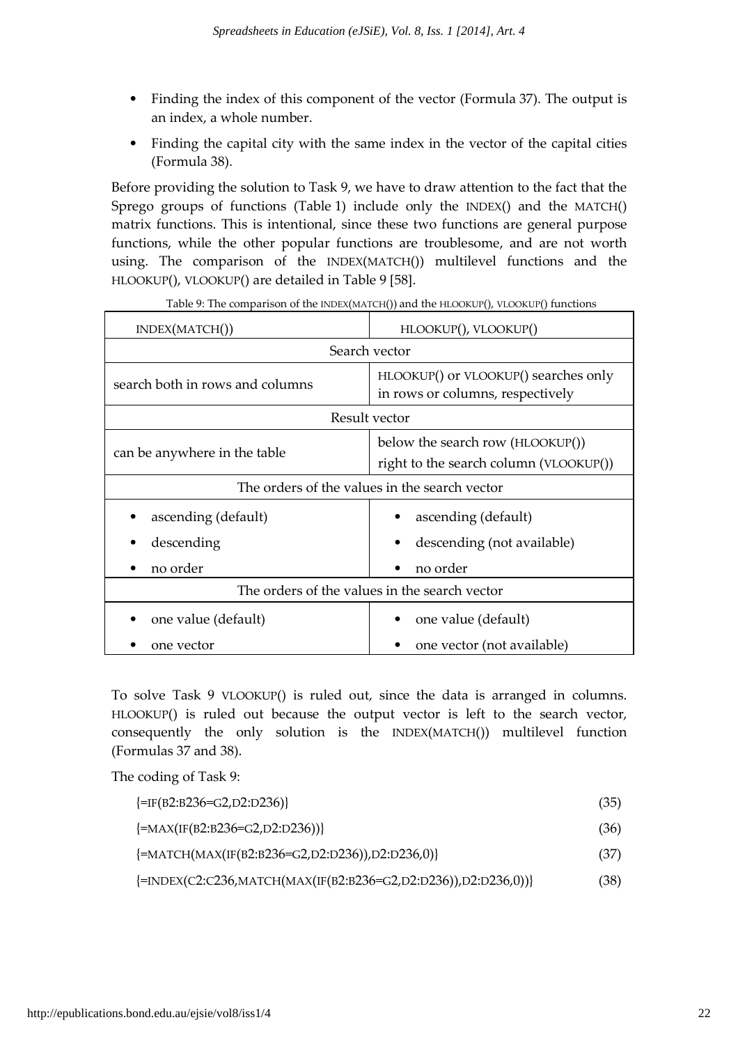- Finding the index of this component of the vector (Formula 37). The output is an index, a whole number.
- Finding the capital city with the same index in the vector of the capital cities (Formula 38).

Before providing the solution to Task 9, we have to draw attention to the fact that the Sprego groups of functions (Table 1) include only the INDEX() and the MATCH() matrix functions. This is intentional, since these two functions are general purpose functions, while the other popular functions are troublesome, and are not worth using. The comparison of the INDEX(MATCH()) multilevel functions and the HLOOKUP(), VLOOKUP() are detailed in Table 9 [58].

Table 9: The comparison of the INDEX(MATCH()) and the HLOOKUP(), VLOOKUP() functions

| INDEX(MATCH()) | HLOOKUP(), VLOOKUP() |
|---|---|
| **Search vector** | |
| search both in rows and columns | HLOOKUP() or VLOOKUP() searches only in rows or columns, respectively |
| **Result vector** | |
| can be anywhere in the table | below the search row (HLOOKUP())<br>right to the search column (VLOOKUP()) |
| **The orders of the values in the search vector** | |
| • ascending (default)<br>• descending<br>• no order | • ascending (default)<br>• descending (not available)<br>• no order |
| **The orders of the values in the search vector** | |
| • one value (default)<br>• one vector | • one value (default)<br>• one vector (not available) |

To solve Task 9 VLOOKUP() is ruled out, since the data is arranged in columns. HLOOKUP() is ruled out because the output vector is left to the search vector, consequently the only solution is the INDEX(MATCH()) multilevel function (Formulas 37 and 38).

The coding of Task 9:

```
{=IF(B2:B236=G2,D2:D236)}                                          (35)
{=MAX(IF(B2:B236=G2,D2:D236))}                                     (36)
{=MATCH(MAX(IF(B2:B236=G2,D2:D236)),D2:D236,0)}                    (37)
{=INDEX(C2:C236,MATCH(MAX(IF(B2:B236=G2,D2:D236)),D2:D236,0))}     (38)
```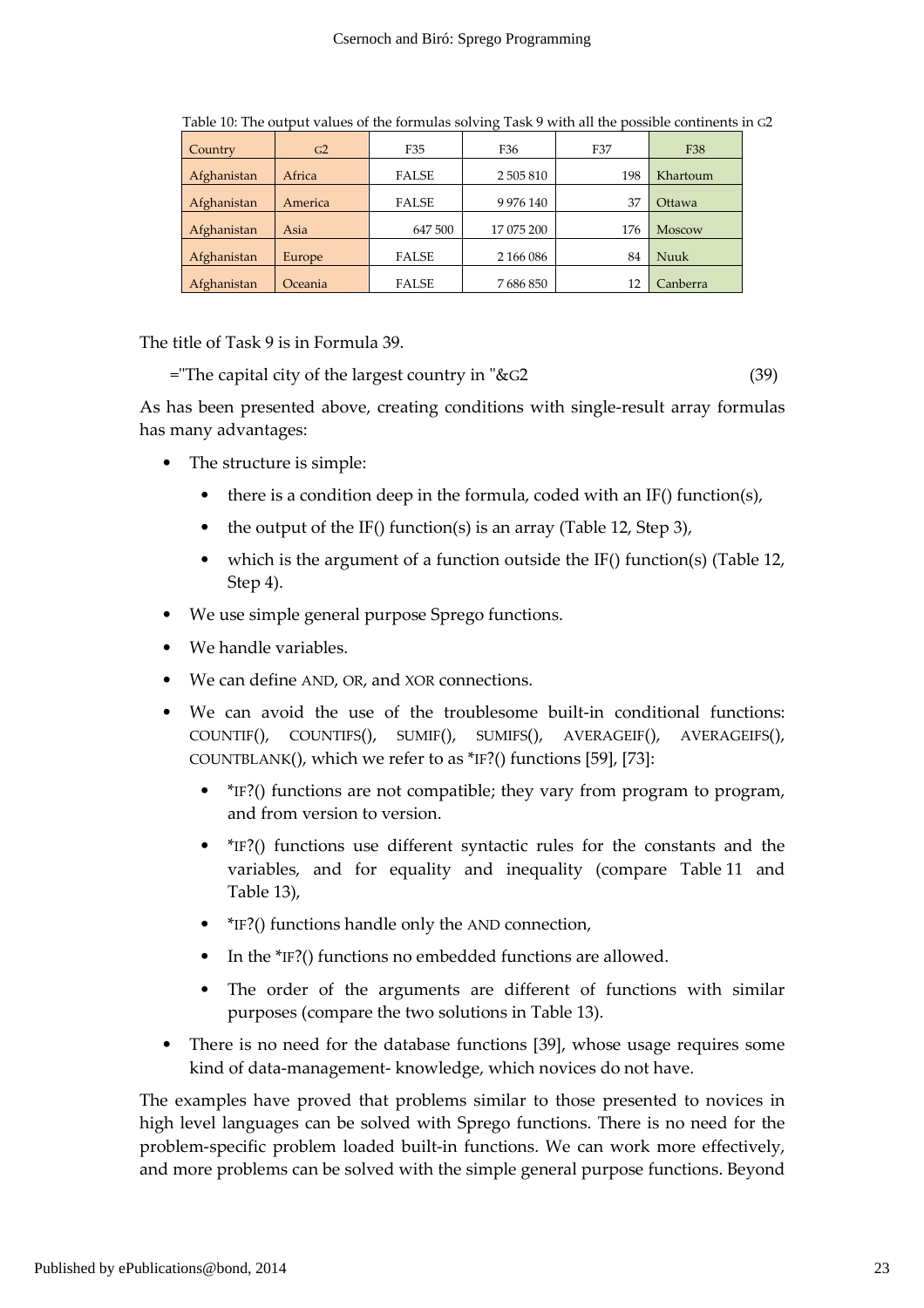Table 10: The output values of the formulas solving Task 9 with all the possible continents in G2

| Country | G2 | F35 | F36 | F37 | F38 |
|---|---|---|---|---|---|
| Afghanistan | Africa | FALSE | 2 505 810 | 198 | Khartoum |
| Afghanistan | America | FALSE | 9 976 140 | 37 | Ottawa |
| Afghanistan | Asia | 647 500 | 17 075 200 | 176 | Moscow |
| Afghanistan | Europe | FALSE | 2 166 086 | 84 | Nuuk |
| Afghanistan | Oceania | FALSE | 7 686 850 | 12 | Canberra |

The title of Task 9 is in Formula 39.

="The capital city of the largest country in "&G2 (39)

As has been presented above, creating conditions with single-result array formulas has many advantages:

- The structure is simple:
  - there is a condition deep in the formula, coded with an IF() function(s),
  - the output of the IF() function(s) is an array (Table 12, Step 3),
  - which is the argument of a function outside the IF() function(s) (Table 12, Step 4).
- We use simple general purpose Sprego functions.
- We handle variables.
- We can define AND, OR, and XOR connections.
- We can avoid the use of the troublesome built-in conditional functions: COUNTIF(), COUNTIFS(), SUMIF(), SUMIFS(), AVERAGEIF(), AVERAGEIFS(), COUNTBLANK(), which we refer to as *IF?() functions [59], [73]:
  - *IF?() functions are not compatible; they vary from program to program, and from version to version.
  - *IF?() functions use different syntactic rules for the constants and the variables, and for equality and inequality (compare Table 11 and Table 13),
  - *IF?() functions handle only the AND connection,
  - In the *IF?() functions no embedded functions are allowed.
  - The order of the arguments are different of functions with similar purposes (compare the two solutions in Table 13).
- There is no need for the database functions [39], whose usage requires some kind of data-management- knowledge, which novices do not have.

The examples have proved that problems similar to those presented to novices in high level languages can be solved with Sprego functions. There is no need for the problem-specific problem loaded built-in functions. We can work more effectively, and more problems can be solved with the simple general purpose functions. Beyond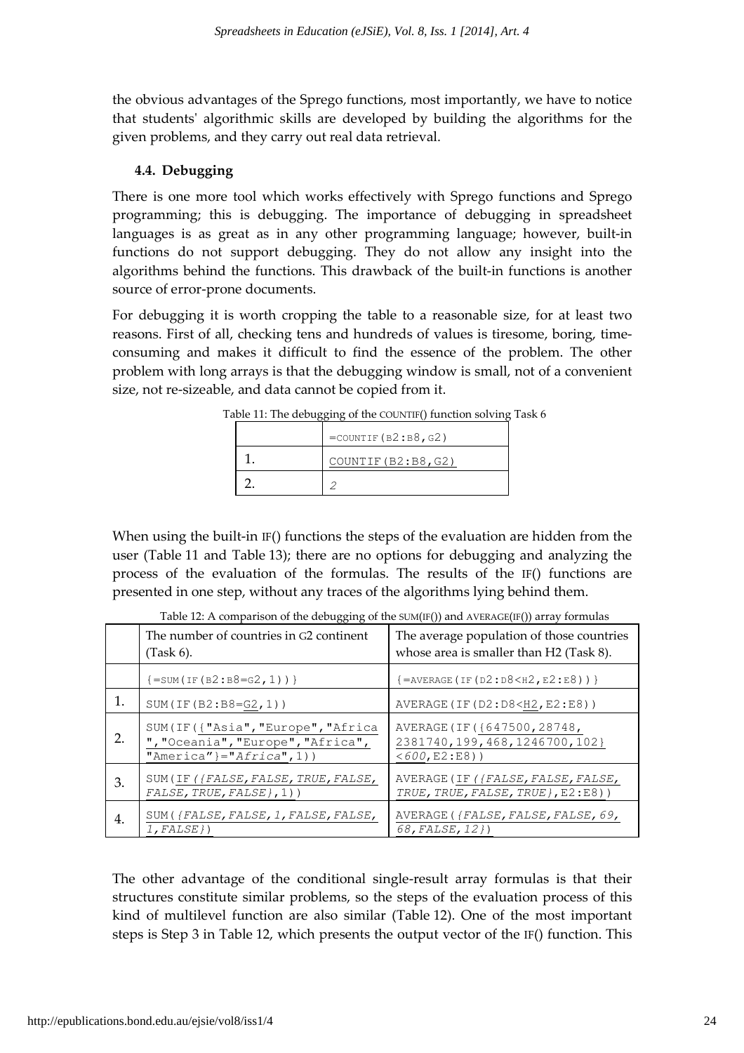the obvious advantages of the Sprego functions, most importantly, we have to notice that students' algorithmic skills are developed by building the algorithms for the given problems, and they carry out real data retrieval.

### 4.4. Debugging

There is one more tool which works effectively with Sprego functions and Sprego programming; this is debugging. The importance of debugging in spreadsheet languages is as great as in any other programming language; however, built-in functions do not support debugging. They do not allow any insight into the algorithms behind the functions. This drawback of the built-in functions is another source of error-prone documents.

For debugging it is worth cropping the table to a reasonable size, for at least two reasons. First of all, checking tens and hundreds of values is tiresome, boring, time-consuming and makes it difficult to find the essence of the problem. The other problem with long arrays is that the debugging window is small, not of a convenient size, not re-sizeable, and data cannot be copied from it.

Table 11: The debugging of the COUNTIF() function solving Task 6

| | =COUNTIF(B2:B8,G2) |
|---|---|
| 1. | COUNTIF(B2:B8,G2) |
| 2. | *2* |

When using the built-in IF() functions the steps of the evaluation are hidden from the user (Table 11 and Table 13); there are no options for debugging and analyzing the process of the evaluation of the formulas. The results of the IF() functions are presented in one step, without any traces of the algorithms lying behind them.

Table 12: A comparison of the debugging of the SUM(IF()) and AVERAGE(IF()) array formulas

| | The number of countries in G2 continent (Task 6). | The average population of those countries whose area is smaller than H2 (Task 8). |
|---|---|---|
| | {=SUM(IF(B2:B8=G2,1))} | {=AVERAGE(IF(D2:D8<H2,E2:E8))} |
| 1. | SUM(IF(B2:B8=G2,1)) | AVERAGE(IF(D2:D8<H2,E2:E8)) |
| 2. | SUM(IF({"Asia","Europe","Africa","Oceania","Europe","Africa","America"}="*Africa*",1)) | AVERAGE(IF({647500,28748,2381740,199,468,1246700,102}<*600*,E2:E8)) |
| 3. | SUM(IF(*{FALSE,FALSE,TRUE,FALSE,FALSE,TRUE,FALSE}*,1)) | AVERAGE(IF(*{FALSE,FALSE,FALSE,TRUE,TRUE,FALSE,TRUE}*,E2:E8)) |
| 4. | SUM(*{FALSE,FALSE,1,FALSE,FALSE,1,FALSE}*) | AVERAGE(*{FALSE,FALSE,FALSE,69,68,FALSE,12}*) |

The other advantage of the conditional single-result array formulas is that their structures constitute similar problems, so the steps of the evaluation process of this kind of multilevel function are also similar (Table 12). One of the most important steps is Step 3 in Table 12, which presents the output vector of the IF() function. This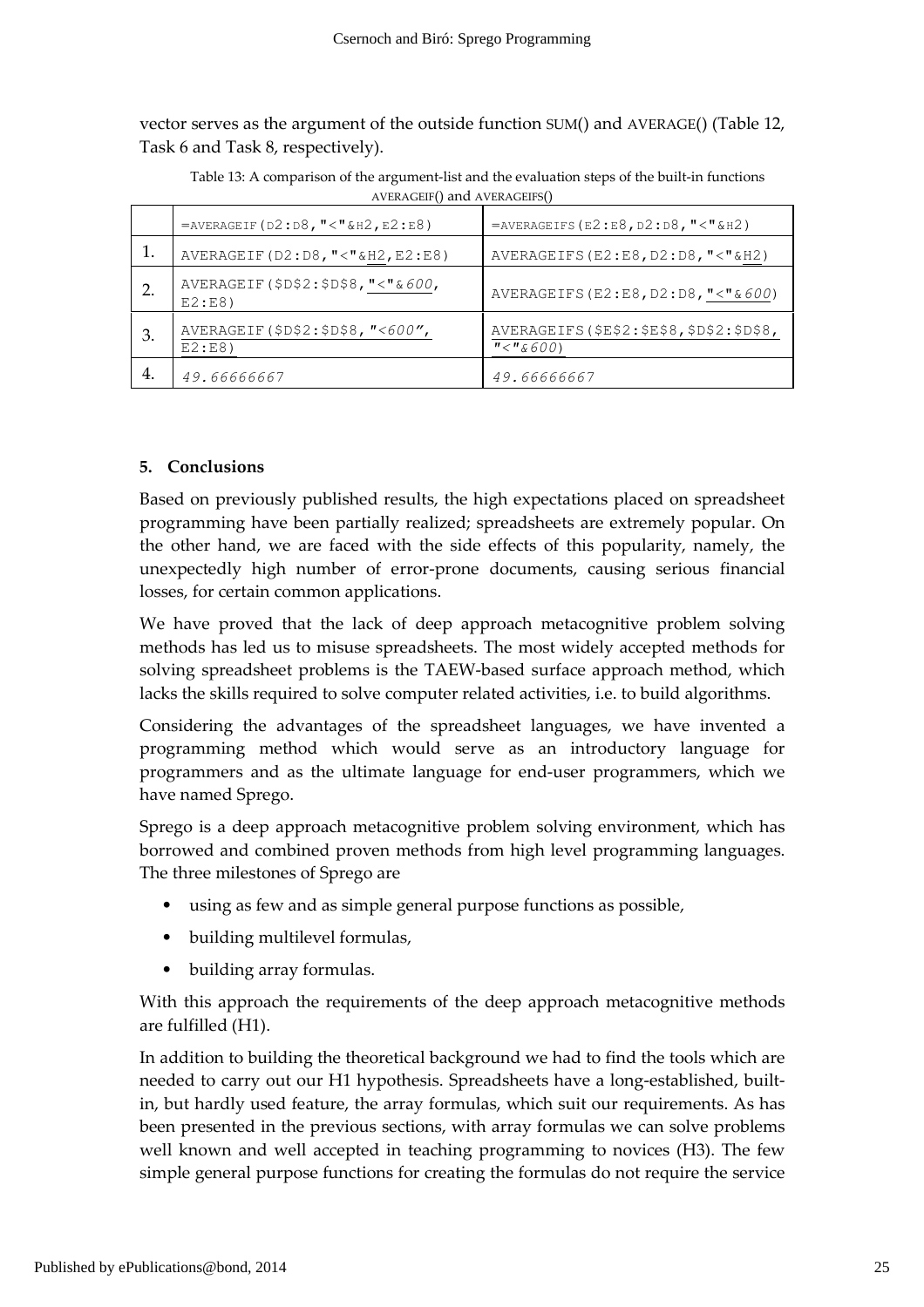vector serves as the argument of the outside function SUM() and AVERAGE() (Table 12, Task 6 and Task 8, respectively).

Table 13: A comparison of the argument-list and the evaluation steps of the built-in functions AVERAGEIF() and AVERAGEIFS()

| | =AVERAGEIF(D2:D8,"<"&H2,E2:E8) | =AVERAGEIFS(E2:E8,D2:D8,"<"&H2) |
|---|---|---|
| 1. | AVERAGEIF(D2:D8,"<"&H2,E2:E8) | AVERAGEIFS(E2:E8,D2:D8,"<"&H2) |
| 2. | AVERAGEIF($D$2:$D$8,"<"&*600*,E2:E8) | AVERAGEIFS(E2:E8,D2:D8,"<"&*600*) |
| 3. | AVERAGEIF($D$2:$D$8,*"<600"*,E2:E8) | AVERAGEIFS($E$2:$E$8,$D$2:$D$8,*"<"&600*) |
| 4. | *49.66666667* | *49.66666667* |

## 5. Conclusions

Based on previously published results, the high expectations placed on spreadsheet programming have been partially realized; spreadsheets are extremely popular. On the other hand, we are faced with the side effects of this popularity, namely, the unexpectedly high number of error-prone documents, causing serious financial losses, for certain common applications.

We have proved that the lack of deep approach metacognitive problem solving methods has led us to misuse spreadsheets. The most widely accepted methods for solving spreadsheet problems is the TAEW-based surface approach method, which lacks the skills required to solve computer related activities, i.e. to build algorithms.

Considering the advantages of the spreadsheet languages, we have invented a programming method which would serve as an introductory language for programmers and as the ultimate language for end-user programmers, which we have named Sprego.

Sprego is a deep approach metacognitive problem solving environment, which has borrowed and combined proven methods from high level programming languages. The three milestones of Sprego are

- using as few and as simple general purpose functions as possible,
- building multilevel formulas,
- building array formulas.

With this approach the requirements of the deep approach metacognitive methods are fulfilled (H1).

In addition to building the theoretical background we had to find the tools which are needed to carry out our H1 hypothesis. Spreadsheets have a long-established, built-in, but hardly used feature, the array formulas, which suit our requirements. As has been presented in the previous sections, with array formulas we can solve problems well known and well accepted in teaching programming to novices (H3). The few simple general purpose functions for creating the formulas do not require the service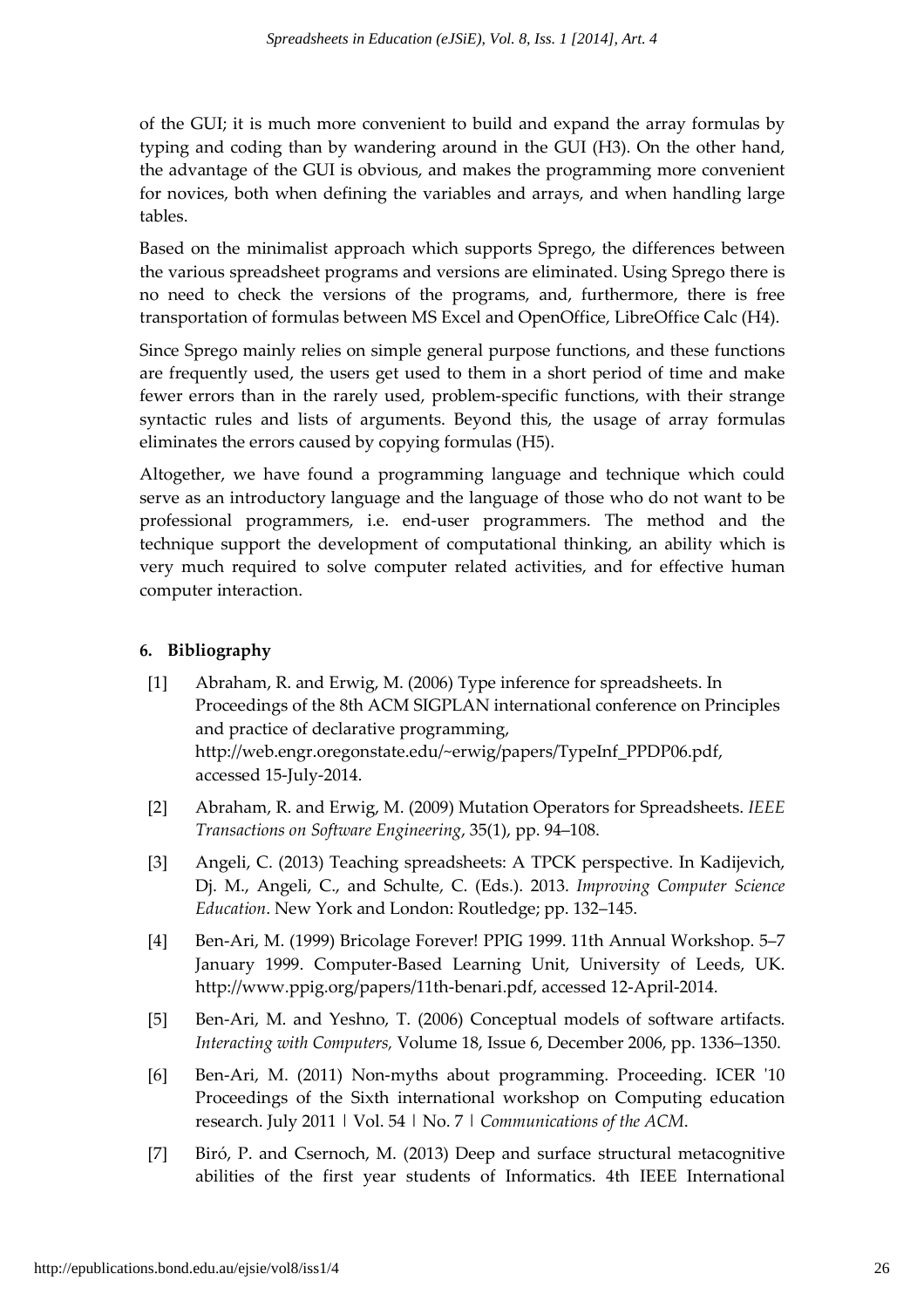of the GUI; it is much more convenient to build and expand the array formulas by typing and coding than by wandering around in the GUI (H3). On the other hand, the advantage of the GUI is obvious, and makes the programming more convenient for novices, both when defining the variables and arrays, and when handling large tables.

Based on the minimalist approach which supports Sprego, the differences between the various spreadsheet programs and versions are eliminated. Using Sprego there is no need to check the versions of the programs, and, furthermore, there is free transportation of formulas between MS Excel and OpenOffice, LibreOffice Calc (H4).

Since Sprego mainly relies on simple general purpose functions, and these functions are frequently used, the users get used to them in a short period of time and make fewer errors than in the rarely used, problem-specific functions, with their strange syntactic rules and lists of arguments. Beyond this, the usage of array formulas eliminates the errors caused by copying formulas (H5).

Altogether, we have found a programming language and technique which could serve as an introductory language and the language of those who do not want to be professional programmers, i.e. end-user programmers. The method and the technique support the development of computational thinking, an ability which is very much required to solve computer related activities, and for effective human computer interaction.

## 6. Bibliography

[1] Abraham, R. and Erwig, M. (2006) Type inference for spreadsheets. In Proceedings of the 8th ACM SIGPLAN international conference on Principles and practice of declarative programming, http://web.engr.oregonstate.edu/~erwig/papers/TypeInf_PPDP06.pdf, accessed 15-July-2014.

[2] Abraham, R. and Erwig, M. (2009) Mutation Operators for Spreadsheets. *IEEE Transactions on Software Engineering*, 35(1), pp. 94–108.

[3] Angeli, C. (2013) Teaching spreadsheets: A TPCK perspective. In Kadijevich, Dj. M., Angeli, C., and Schulte, C. (Eds.). 2013. *Improving Computer Science Education*. New York and London: Routledge; pp. 132–145.

[4] Ben-Ari, M. (1999) Bricolage Forever! PPIG 1999. 11th Annual Workshop. 5–7 January 1999. Computer-Based Learning Unit, University of Leeds, UK. http://www.ppig.org/papers/11th-benari.pdf, accessed 12-April-2014.

[5] Ben-Ari, M. and Yeshno, T. (2006) Conceptual models of software artifacts. *Interacting with Computers,* Volume 18, Issue 6, December 2006, pp. 1336–1350.

[6] Ben-Ari, M. (2011) Non-myths about programming. Proceeding. ICER '10 Proceedings of the Sixth international workshop on Computing education research. July 2011 | Vol. 54 | No. 7 | *Communications of the ACM*.

[7] Biró, P. and Csernoch, M. (2013) Deep and surface structural metacognitive abilities of the first year students of Informatics. 4th IEEE International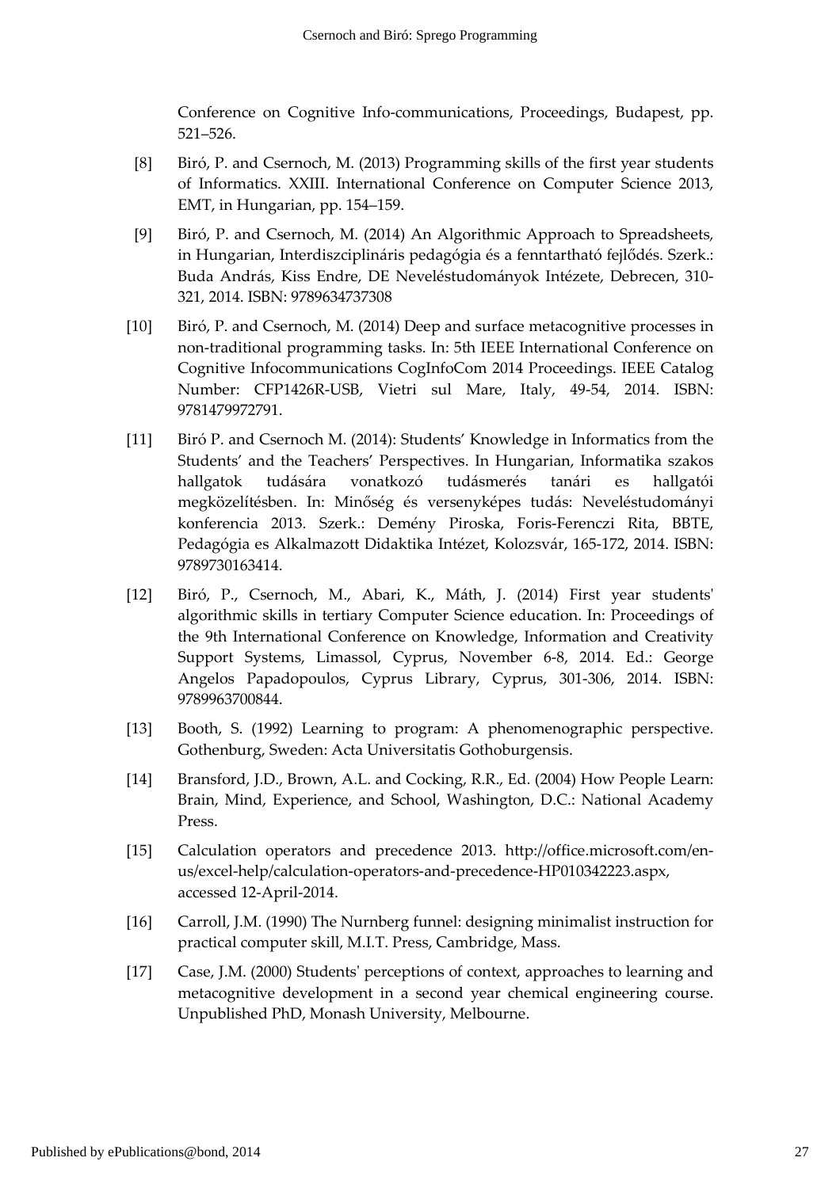Conference on Cognitive Info-communications, Proceedings, Budapest, pp. 521–526.

[8] Biró, P. and Csernoch, M. (2013) Programming skills of the first year students of Informatics. XXIII. International Conference on Computer Science 2013, EMT, in Hungarian, pp. 154–159.

[9] Biró, P. and Csernoch, M. (2014) An Algorithmic Approach to Spreadsheets, in Hungarian, Interdiszciplináris pedagógia és a fenntartható fejlődés. Szerk.: Buda András, Kiss Endre, DE Neveléstudományok Intézete, Debrecen, 310-321, 2014. ISBN: 9789634737308

[10] Biró, P. and Csernoch, M. (2014) Deep and surface metacognitive processes in non-traditional programming tasks. In: 5th IEEE International Conference on Cognitive Infocommunications CogInfoCom 2014 Proceedings. IEEE Catalog Number: CFP1426R-USB, Vietri sul Mare, Italy, 49-54, 2014. ISBN: 9781479972791.

[11] Biró P. and Csernoch M. (2014): Students' Knowledge in Informatics from the Students' and the Teachers' Perspectives. In Hungarian, Informatika szakos hallgatok tudására vonatkozó tudásmerés tanári es hallgatói megközelítésben. In: Minőség és versenyképes tudás: Neveléstudományi konferencia 2013. Szerk.: Demény Piroska, Foris-Ferenczi Rita, BBTE, Pedagógia es Alkalmazott Didaktika Intézet, Kolozsvár, 165-172, 2014. ISBN: 9789730163414.

[12] Biró, P., Csernoch, M., Abari, K., Máth, J. (2014) First year students' algorithmic skills in tertiary Computer Science education. In: Proceedings of the 9th International Conference on Knowledge, Information and Creativity Support Systems, Limassol, Cyprus, November 6-8, 2014. Ed.: George Angelos Papadopoulos, Cyprus Library, Cyprus, 301-306, 2014. ISBN: 9789963700844.

[13] Booth, S. (1992) Learning to program: A phenomenographic perspective. Gothenburg, Sweden: Acta Universitatis Gothoburgensis.

[14] Bransford, J.D., Brown, A.L. and Cocking, R.R., Ed. (2004) How People Learn: Brain, Mind, Experience, and School, Washington, D.C.: National Academy Press.

[15] Calculation operators and precedence 2013. http://office.microsoft.com/en-us/excel-help/calculation-operators-and-precedence-HP010342223.aspx, accessed 12-April-2014.

[16] Carroll, J.M. (1990) The Nurnberg funnel: designing minimalist instruction for practical computer skill, M.I.T. Press, Cambridge, Mass.

[17] Case, J.M. (2000) Students' perceptions of context, approaches to learning and metacognitive development in a second year chemical engineering course. Unpublished PhD, Monash University, Melbourne.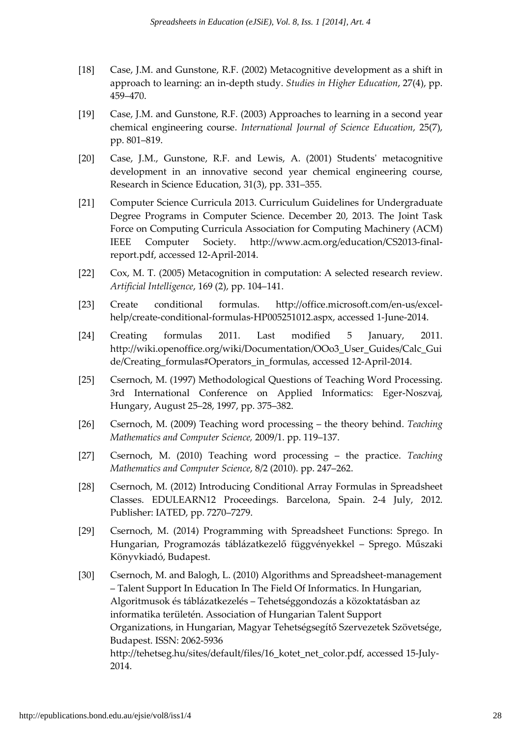[18] Case, J.M. and Gunstone, R.F. (2002) Metacognitive development as a shift in approach to learning: an in-depth study. *Studies in Higher Education*, 27(4), pp. 459–470.

[19] Case, J.M. and Gunstone, R.F. (2003) Approaches to learning in a second year chemical engineering course. *International Journal of Science Education*, 25(7), pp. 801–819.

[20] Case, J.M., Gunstone, R.F. and Lewis, A. (2001) Students' metacognitive development in an innovative second year chemical engineering course, Research in Science Education, 31(3), pp. 331–355.

[21] Computer Science Curricula 2013. Curriculum Guidelines for Undergraduate Degree Programs in Computer Science. December 20, 2013. The Joint Task Force on Computing Curricula Association for Computing Machinery (ACM) IEEE Computer Society. http://www.acm.org/education/CS2013-final-report.pdf, accessed 12-April-2014.

[22] Cox, M. T. (2005) Metacognition in computation: A selected research review. *Artificial Intelligence*, 169 (2), pp. 104–141.

[23] Create conditional formulas. http://office.microsoft.com/en-us/excel-help/create-conditional-formulas-HP005251012.aspx, accessed 1-June-2014.

[24] Creating formulas 2011. Last modified 5 January, 2011. http://wiki.openoffice.org/wiki/Documentation/OOo3_User_Guides/Calc_Guide/Creating_formulas#Operators_in_formulas, accessed 12-April-2014.

[25] Csernoch, M. (1997) Methodological Questions of Teaching Word Processing. 3rd International Conference on Applied Informatics: Eger-Noszvaj, Hungary, August 25–28, 1997, pp. 375–382.

[26] Csernoch, M. (2009) Teaching word processing – the theory behind. *Teaching Mathematics and Computer Science,* 2009/1. pp. 119–137.

[27] Csernoch, M. (2010) Teaching word processing – the practice. *Teaching Mathematics and Computer Science*, 8/2 (2010). pp. 247–262.

[28] Csernoch, M. (2012) Introducing Conditional Array Formulas in Spreadsheet Classes. EDULEARN12 Proceedings. Barcelona, Spain. 2-4 July, 2012. Publisher: IATED, pp. 7270–7279.

[29] Csernoch, M. (2014) Programming with Spreadsheet Functions: Sprego. In Hungarian, Programozás táblázatkezelő függvényekkel – Sprego. Műszaki Könyvkiadó, Budapest.

[30] Csernoch, M. and Balogh, L. (2010) Algorithms and Spreadsheet-management – Talent Support In Education In The Field Of Informatics. In Hungarian, Algoritmusok és táblázatkezelés – Tehetséggondozás a közoktatásban az informatika területén. Association of Hungarian Talent Support Organizations, in Hungarian, Magyar Tehetségsegítő Szervezetek Szövetsége, Budapest. ISSN: 2062-5936 http://tehetseg.hu/sites/default/files/16_kotet_net_color.pdf, accessed 15-July-2014.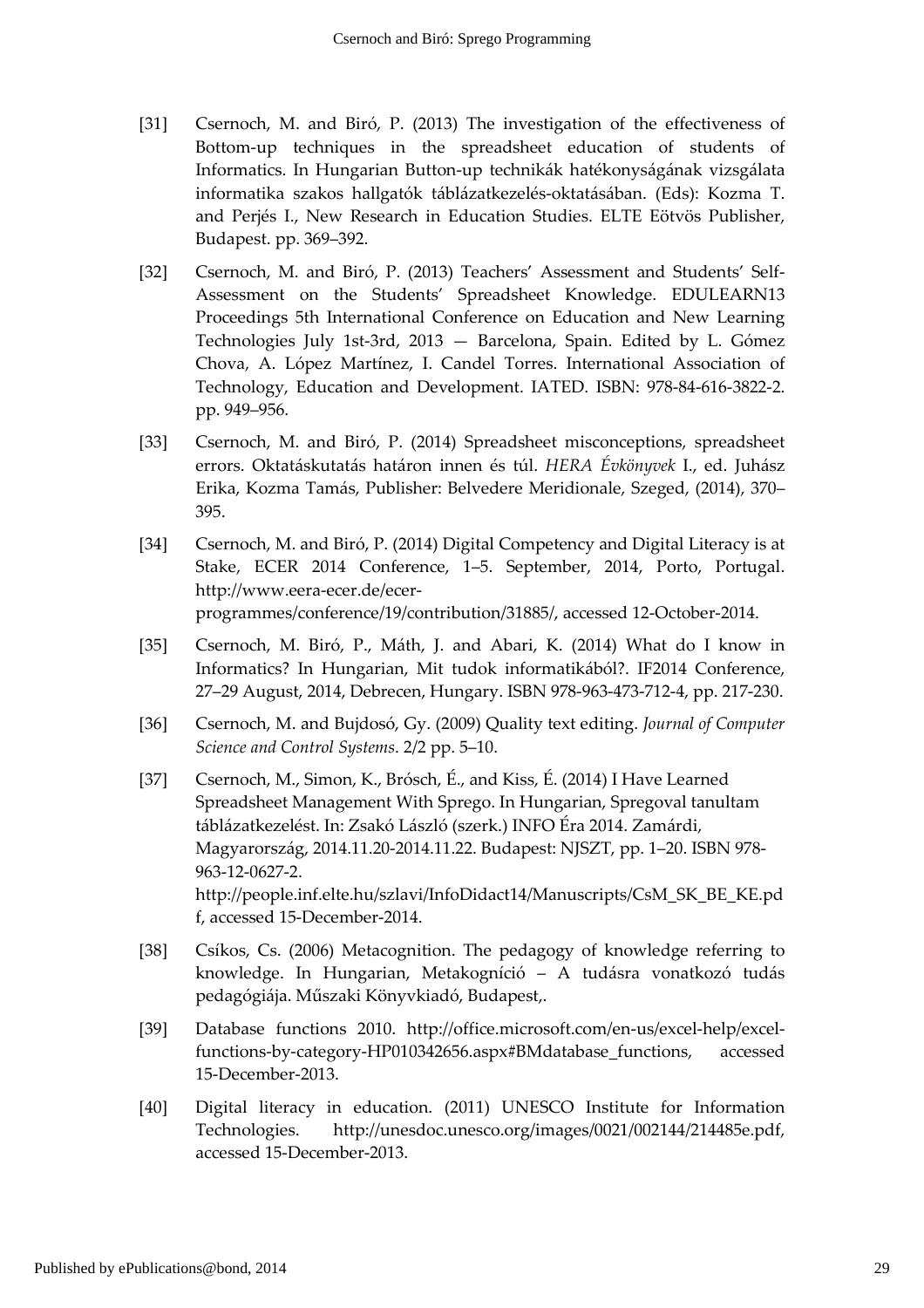[31] Csernoch, M. and Biró, P. (2013) The investigation of the effectiveness of Bottom-up techniques in the spreadsheet education of students of Informatics. In Hungarian Button-up technikák hatékonyságának vizsgálata informatika szakos hallgatók táblázatkezelés-oktatásában. (Eds): Kozma T. and Perjés I., New Research in Education Studies. ELTE Eötvös Publisher, Budapest. pp. 369–392.

[32] Csernoch, M. and Biró, P. (2013) Teachers' Assessment and Students' Self-Assessment on the Students' Spreadsheet Knowledge. EDULEARN13 Proceedings 5th International Conference on Education and New Learning Technologies July 1st-3rd, 2013 — Barcelona, Spain. Edited by L. Gómez Chova, A. López Martínez, I. Candel Torres. International Association of Technology, Education and Development. IATED. ISBN: 978-84-616-3822-2. pp. 949–956.

[33] Csernoch, M. and Biró, P. (2014) Spreadsheet misconceptions, spreadsheet errors. Oktatáskutatás határon innen és túl. *HERA Évkönyvek* I., ed. Juhász Erika, Kozma Tamás, Publisher: Belvedere Meridionale, Szeged, (2014), 370–395.

[34] Csernoch, M. and Biró, P. (2014) Digital Competency and Digital Literacy is at Stake, ECER 2014 Conference, 1–5. September, 2014, Porto, Portugal. http://www.eera-ecer.de/ecer-programmes/conference/19/contribution/31885/, accessed 12-October-2014.

[35] Csernoch, M. Biró, P., Máth, J. and Abari, K. (2014) What do I know in Informatics? In Hungarian, Mit tudok informatikából?. IF2014 Conference, 27–29 August, 2014, Debrecen, Hungary. ISBN 978-963-473-712-4, pp. 217-230.

[36] Csernoch, M. and Bujdosó, Gy. (2009) Quality text editing. *Journal of Computer Science and Control Systems*. 2/2 pp. 5–10.

[37] Csernoch, M., Simon, K., Brósch, É., and Kiss, É. (2014) I Have Learned Spreadsheet Management With Sprego. In Hungarian, Spregoval tanultam táblázatkezelést. In: Zsakó László (szerk.) INFO Éra 2014. Zamárdi, Magyarország, 2014.11.20-2014.11.22. Budapest: NJSZT, pp. 1–20. ISBN 978-963-12-0627-2. http://people.inf.elte.hu/szlavi/InfoDidact14/Manuscripts/CsM_SK_BE_KE.pdf, accessed 15-December-2014.

[38] Csíkos, Cs. (2006) Metacognition. The pedagogy of knowledge referring to knowledge. In Hungarian, Metakogníció – A tudásra vonatkozó tudás pedagógiája. Műszaki Könyvkiadó, Budapest,.

[39] Database functions 2010. http://office.microsoft.com/en-us/excel-help/excel-functions-by-category-HP010342656.aspx#BMdatabase_functions, accessed 15-December-2013.

[40] Digital literacy in education. (2011) UNESCO Institute for Information Technologies. http://unesdoc.unesco.org/images/0021/002144/214485e.pdf, accessed 15-December-2013.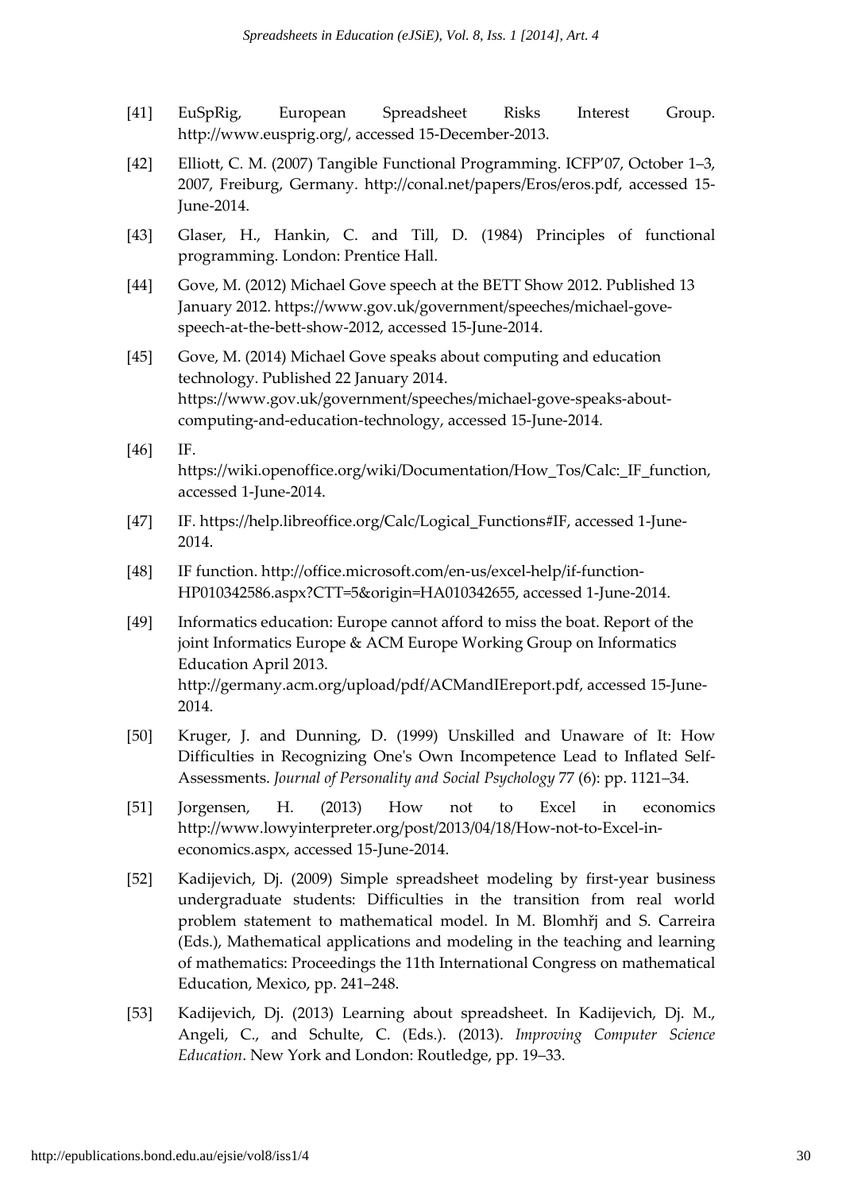[41] EuSpRig, European Spreadsheet Risks Interest Group. http://www.eusprig.org/, accessed 15-December-2013.

[42] Elliott, C. M. (2007) Tangible Functional Programming. ICFP'07, October 1–3, 2007, Freiburg, Germany. http://conal.net/papers/Eros/eros.pdf, accessed 15-June-2014.

[43] Glaser, H., Hankin, C. and Till, D. (1984) Principles of functional programming. London: Prentice Hall.

[44] Gove, M. (2012) Michael Gove speech at the BETT Show 2012. Published 13 January 2012. https://www.gov.uk/government/speeches/michael-gove-speech-at-the-bett-show-2012, accessed 15-June-2014.

[45] Gove, M. (2014) Michael Gove speaks about computing and education technology. Published 22 January 2014. https://www.gov.uk/government/speeches/michael-gove-speaks-about-computing-and-education-technology, accessed 15-June-2014.

[46] IF. https://wiki.openoffice.org/wiki/Documentation/How_Tos/Calc:_IF_function, accessed 1-June-2014.

[47] IF. https://help.libreoffice.org/Calc/Logical_Functions#IF, accessed 1-June-2014.

[48] IF function. http://office.microsoft.com/en-us/excel-help/if-function-HP010342586.aspx?CTT=5&origin=HA010342655, accessed 1-June-2014.

[49] Informatics education: Europe cannot afford to miss the boat. Report of the joint Informatics Europe & ACM Europe Working Group on Informatics Education April 2013. http://germany.acm.org/upload/pdf/ACMandIEreport.pdf, accessed 15-June-2014.

[50] Kruger, J. and Dunning, D. (1999) Unskilled and Unaware of It: How Difficulties in Recognizing One's Own Incompetence Lead to Inflated Self-Assessments. *Journal of Personality and Social Psychology* 77 (6): pp. 1121–34.

[51] Jorgensen, H. (2013) How not to Excel in economics http://www.lowyinterpreter.org/post/2013/04/18/How-not-to-Excel-in-economics.aspx, accessed 15-June-2014.

[52] Kadijevich, Dj. (2009) Simple spreadsheet modeling by first-year business undergraduate students: Difficulties in the transition from real world problem statement to mathematical model. In M. Blomhřj and S. Carreira (Eds.), Mathematical applications and modeling in the teaching and learning of mathematics: Proceedings the 11th International Congress on mathematical Education, Mexico, pp. 241–248.

[53] Kadijevich, Dj. (2013) Learning about spreadsheet. In Kadijevich, Dj. M., Angeli, C., and Schulte, C. (Eds.). (2013). *Improving Computer Science Education*. New York and London: Routledge, pp. 19–33.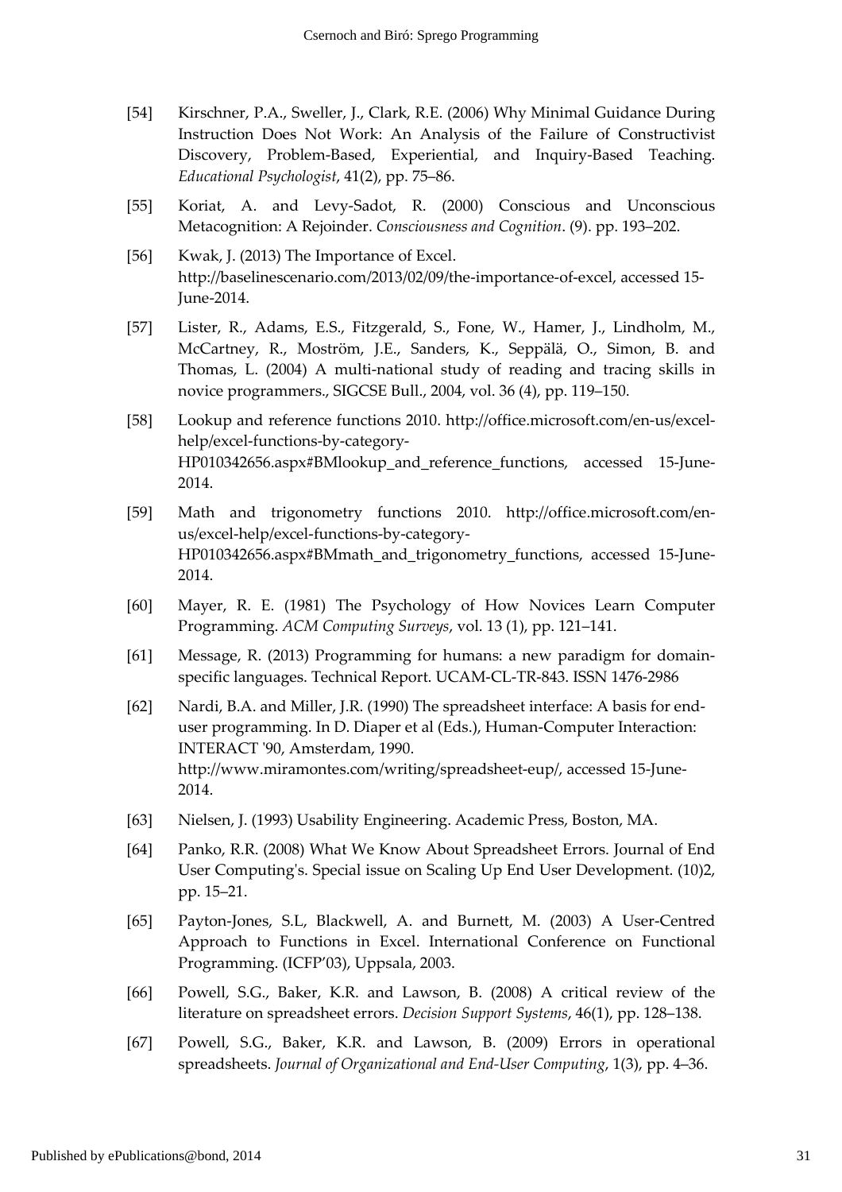[54] Kirschner, P.A., Sweller, J., Clark, R.E. (2006) Why Minimal Guidance During Instruction Does Not Work: An Analysis of the Failure of Constructivist Discovery, Problem-Based, Experiential, and Inquiry-Based Teaching. *Educational Psychologist*, 41(2), pp. 75–86.

[55] Koriat, A. and Levy-Sadot, R. (2000) Conscious and Unconscious Metacognition: A Rejoinder. *Consciousness and Cognition*. (9). pp. 193–202.

[56] Kwak, J. (2013) The Importance of Excel. http://baselinescenario.com/2013/02/09/the-importance-of-excel, accessed 15-June-2014.

[57] Lister, R., Adams, E.S., Fitzgerald, S., Fone, W., Hamer, J., Lindholm, M., McCartney, R., Moström, J.E., Sanders, K., Seppälä, O., Simon, B. and Thomas, L. (2004) A multi-national study of reading and tracing skills in novice programmers., SIGCSE Bull., 2004, vol. 36 (4), pp. 119–150.

[58] Lookup and reference functions 2010. http://office.microsoft.com/en-us/excel-help/excel-functions-by-category-HP010342656.aspx#BMlookup_and_reference_functions, accessed 15-June-2014.

[59] Math and trigonometry functions 2010. http://office.microsoft.com/en-us/excel-help/excel-functions-by-category-HP010342656.aspx#BMmath_and_trigonometry_functions, accessed 15-June-2014.

[60] Mayer, R. E. (1981) The Psychology of How Novices Learn Computer Programming. *ACM Computing Surveys*, vol. 13 (1), pp. 121–141.

[61] Message, R. (2013) Programming for humans: a new paradigm for domain-specific languages. Technical Report. UCAM-CL-TR-843. ISSN 1476-2986

[62] Nardi, B.A. and Miller, J.R. (1990) The spreadsheet interface: A basis for end-user programming. In D. Diaper et al (Eds.), Human-Computer Interaction: INTERACT '90, Amsterdam, 1990. http://www.miramontes.com/writing/spreadsheet-eup/, accessed 15-June-2014.

[63] Nielsen, J. (1993) Usability Engineering. Academic Press, Boston, MA.

[64] Panko, R.R. (2008) What We Know About Spreadsheet Errors. Journal of End User Computing's. Special issue on Scaling Up End User Development. (10)2, pp. 15–21.

[65] Payton-Jones, S.L, Blackwell, A. and Burnett, M. (2003) A User-Centred Approach to Functions in Excel. International Conference on Functional Programming. (ICFP'03), Uppsala, 2003.

[66] Powell, S.G., Baker, K.R. and Lawson, B. (2008) A critical review of the literature on spreadsheet errors. *Decision Support Systems*, 46(1), pp. 128–138.

[67] Powell, S.G., Baker, K.R. and Lawson, B. (2009) Errors in operational spreadsheets. *Journal of Organizational and End-User Computing*, 1(3), pp. 4–36.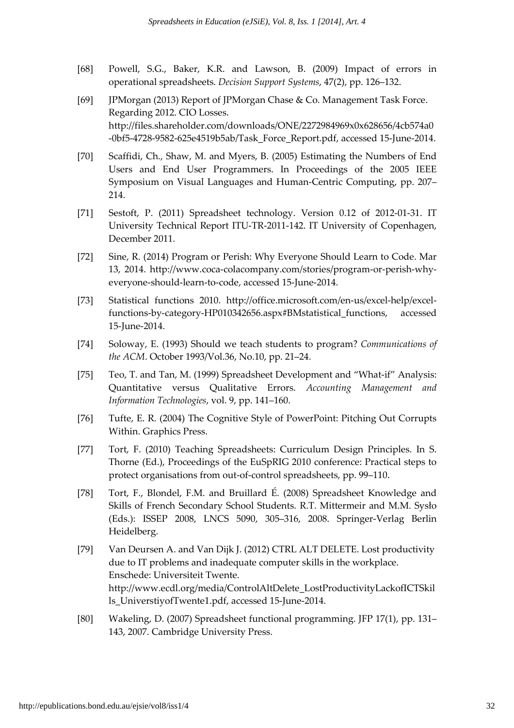[68] Powell, S.G., Baker, K.R. and Lawson, B. (2009) Impact of errors in operational spreadsheets. *Decision Support Systems*, 47(2), pp. 126–132.

[69] JPMorgan (2013) Report of JPMorgan Chase & Co. Management Task Force. Regarding 2012. CIO Losses. http://files.shareholder.com/downloads/ONE/2272984969x0x628656/4cb574a0-0bf5-4728-9582-625e4519b5ab/Task_Force_Report.pdf, accessed 15-June-2014.

[70] Scaffidi, Ch., Shaw, M. and Myers, B. (2005) Estimating the Numbers of End Users and End User Programmers. In Proceedings of the 2005 IEEE Symposium on Visual Languages and Human-Centric Computing, pp. 207–214.

[71] Sestoft, P. (2011) Spreadsheet technology. Version 0.12 of 2012-01-31. IT University Technical Report ITU-TR-2011-142. IT University of Copenhagen, December 2011.

[72] Sine, R. (2014) Program or Perish: Why Everyone Should Learn to Code. Mar 13, 2014. http://www.coca-colacompany.com/stories/program-or-perish-why-everyone-should-learn-to-code, accessed 15-June-2014.

[73] Statistical functions 2010. http://office.microsoft.com/en-us/excel-help/excel-functions-by-category-HP010342656.aspx#BMstatistical_functions, accessed 15-June-2014.

[74] Soloway, E. (1993) Should we teach students to program? *Communications of the ACM*. October 1993/Vol.36, No.10, pp. 21–24.

[75] Teo, T. and Tan, M. (1999) Spreadsheet Development and "What-if" Analysis: Quantitative versus Qualitative Errors. *Accounting Management and Information Technologies*, vol. 9, pp. 141–160.

[76] Tufte, E. R. (2004) The Cognitive Style of PowerPoint: Pitching Out Corrupts Within. Graphics Press.

[77] Tort, F. (2010) Teaching Spreadsheets: Curriculum Design Principles. In S. Thorne (Ed.), Proceedings of the EuSpRIG 2010 conference: Practical steps to protect organisations from out-of-control spreadsheets, pp. 99–110.

[78] Tort, F., Blondel, F.M. and Bruillard É. (2008) Spreadsheet Knowledge and Skills of French Secondary School Students. R.T. Mittermeir and M.M. Sysło (Eds.): ISSEP 2008, LNCS 5090, 305–316, 2008. Springer-Verlag Berlin Heidelberg.

[79] Van Deursen A. and Van Dijk J. (2012) CTRL ALT DELETE. Lost productivity due to IT problems and inadequate computer skills in the workplace. Enschede: Universiteit Twente. http://www.ecdl.org/media/ControlAltDelete_LostProductivityLackofICTSkills_UniverstiyofTwente1.pdf, accessed 15-June-2014.

[80] Wakeling, D. (2007) Spreadsheet functional programming. JFP 17(1), pp. 131–143, 2007. Cambridge University Press.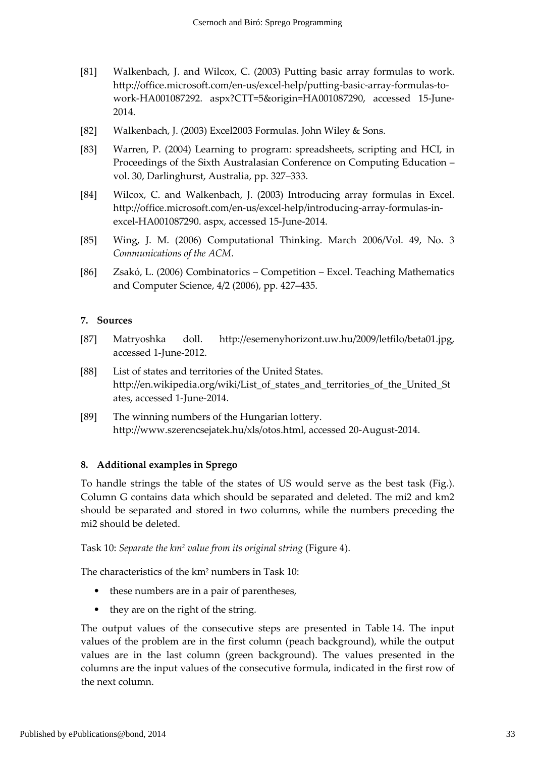[81] Walkenbach, J. and Wilcox, C. (2003) Putting basic array formulas to work. http://office.microsoft.com/en-us/excel-help/putting-basic-array-formulas-to-work-HA001087292. aspx?CTT=5&origin=HA001087290, accessed 15-June-2014.

[82] Walkenbach, J. (2003) Excel2003 Formulas. John Wiley & Sons.

[83] Warren, P. (2004) Learning to program: spreadsheets, scripting and HCI, in Proceedings of the Sixth Australasian Conference on Computing Education – vol. 30, Darlinghurst, Australia, pp. 327–333.

[84] Wilcox, C. and Walkenbach, J. (2003) Introducing array formulas in Excel. http://office.microsoft.com/en-us/excel-help/introducing-array-formulas-in-excel-HA001087290. aspx, accessed 15-June-2014.

[85] Wing, J. M. (2006) Computational Thinking. March 2006/Vol. 49, No. 3 *Communications of the ACM*.

[86] Zsakó, L. (2006) Combinatorics – Competition – Excel. Teaching Mathematics and Computer Science, 4/2 (2006), pp. 427–435.

## 7. Sources

[87] Matryoshka doll. http://esemenyhorizont.uw.hu/2009/letfilo/beta01.jpg, accessed 1-June-2012.

[88] List of states and territories of the United States. http://en.wikipedia.org/wiki/List_of_states_and_territories_of_the_United_States, accessed 1-June-2014.

[89] The winning numbers of the Hungarian lottery. http://www.szerencsejatek.hu/xls/otos.html, accessed 20-August-2014.

## 8. Additional examples in Sprego

To handle strings the table of the states of US would serve as the best task (Fig.). Column G contains data which should be separated and deleted. The mi2 and km2 should be separated and stored in two columns, while the numbers preceding the mi2 should be deleted.

Task 10: *Separate the km² value from its original string* (Figure 4).

The characteristics of the km² numbers in Task 10:

- these numbers are in a pair of parentheses,
- they are on the right of the string.

The output values of the consecutive steps are presented in Table 14. The input values of the problem are in the first column (peach background), while the output values are in the last column (green background). The values presented in the columns are the input values of the consecutive formula, indicated in the first row of the next column.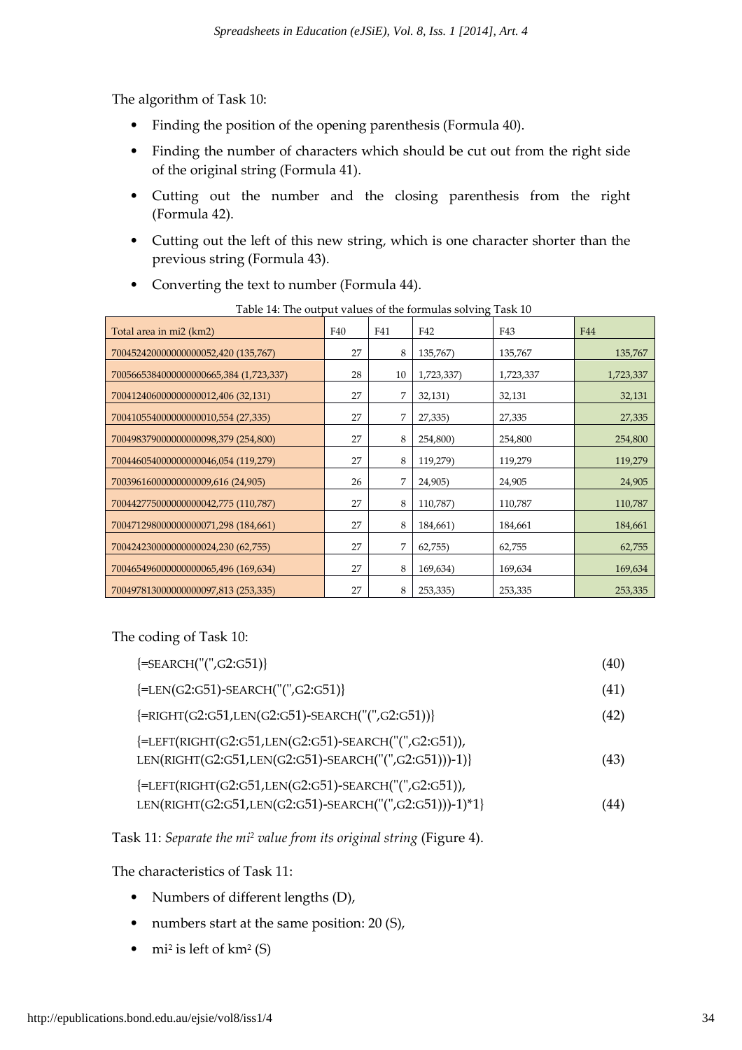The algorithm of Task 10:

- Finding the position of the opening parenthesis (Formula 40).
- Finding the number of characters which should be cut out from the right side of the original string (Formula 41).
- Cutting out the number and the closing parenthesis from the right (Formula 42).
- Cutting out the left of this new string, which is one character shorter than the previous string (Formula 43).
- Converting the text to number (Formula 44).

Table 14: The output values of the formulas solving Task 10

| Total area in mi2 (km2) | F40 | F41 | F42 | F43 | F44 |
|---|---|---|---|---|---|
| 7004524200000000000052,420 (135,767) | 27 | 8 | 135,767) | 135,767 | 135,767 |
| 70056653840000000000665,384 (1,723,337) | 28 | 10 | 1,723,337) | 1,723,337 | 1,723,337 |
| 7004124060000000000012,406 (32,131) | 27 | 7 | 32,131) | 32,131 | 32,131 |
| 7004105540000000000010,554 (27,335) | 27 | 7 | 27,335) | 27,335 | 27,335 |
| 7004983790000000000098,379 (254,800) | 27 | 8 | 254,800) | 254,800 | 254,800 |
| 7004460540000000000046,054 (119,279) | 27 | 8 | 119,279) | 119,279 | 119,279 |
| 700396160000000000009,616 (24,905) | 26 | 7 | 24,905) | 24,905 | 24,905 |
| 7004427750000000000042,775 (110,787) | 27 | 8 | 110,787) | 110,787 | 110,787 |
| 7004712980000000000071,298 (184,661) | 27 | 8 | 184,661) | 184,661 | 184,661 |
| 7004242300000000000024,230 (62,755) | 27 | 7 | 62,755) | 62,755 | 62,755 |
| 7004654960000000000065,496 (169,634) | 27 | 8 | 169,634) | 169,634 | 169,634 |
| 7004978130000000000097,813 (253,335) | 27 | 8 | 253,335) | 253,335 | 253,335 |

The coding of Task 10:

```
{=SEARCH("(",G2:G51)}                                                    (40)

{=LEN(G2:G51)-SEARCH("(",G2:G51)}                                        (41)

{=RIGHT(G2:G51,LEN(G2:G51)-SEARCH("(",G2:G51))}                          (42)

{=LEFT(RIGHT(G2:G51,LEN(G2:G51)-SEARCH("(",G2:G51)),
LEN(RIGHT(G2:G51,LEN(G2:G51)-SEARCH("(",G2:G51)))-1)}                    (43)

{=LEFT(RIGHT(G2:G51,LEN(G2:G51)-SEARCH("(",G2:G51)),
LEN(RIGHT(G2:G51,LEN(G2:G51)-SEARCH("(",G2:G51)))-1)*1}                  (44)
```

Task 11: *Separate the* $mi^2$ *value from its original string* (Figure 4).

The characteristics of Task 11:

- Numbers of different lengths (D),
- numbers start at the same position: 20 (S),
- $mi^2$ is left of $km^2$ (S)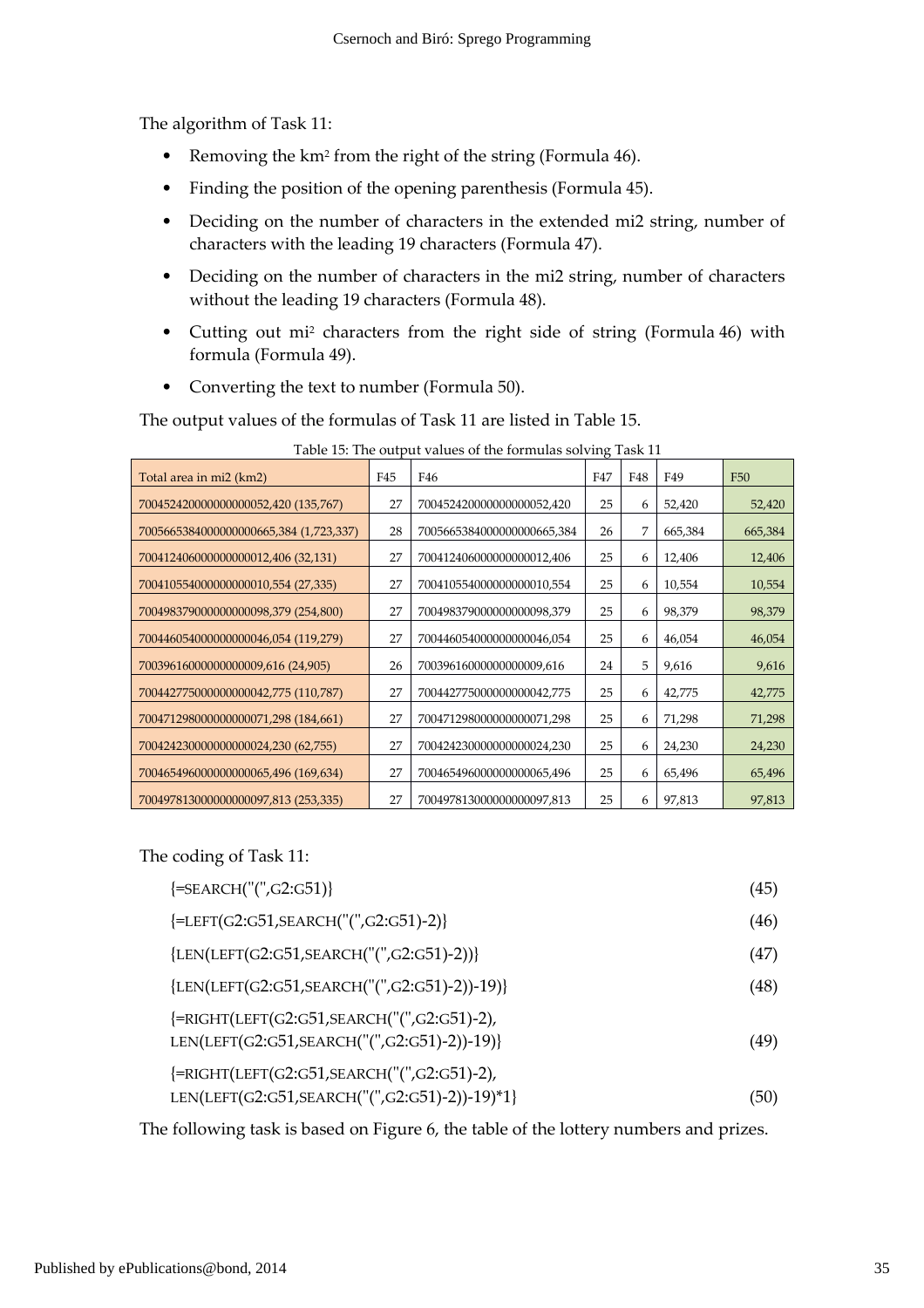The algorithm of Task 11:

- Removing the $km^2$ from the right of the string (Formula 46).
- Finding the position of the opening parenthesis (Formula 45).
- Deciding on the number of characters in the extended mi2 string, number of characters with the leading 19 characters (Formula 47).
- Deciding on the number of characters in the mi2 string, number of characters without the leading 19 characters (Formula 48).
- Cutting out $mi^2$ characters from the right side of string (Formula 46) with formula (Formula 49).
- Converting the text to number (Formula 50).

The output values of the formulas of Task 11 are listed in Table 15.

Table 15: The output values of the formulas solving Task 11

| Total area in mi2 (km2) | F45 | F46 | F47 | F48 | F49 | F50 |
|---|---|---|---|---|---|---|
| 7004524200000000000052,420 (135,767) | 27 | 7004524200000000000052,420 | 25 | 6 | 52,420 | 52,420 |
| 70056653840000000000665,384 (1,723,337) | 28 | 70056653840000000000665,384 | 26 | 7 | 665,384 | 665,384 |
| 7004124060000000000012,406 (32,131) | 27 | 7004124060000000000012,406 | 25 | 6 | 12,406 | 12,406 |
| 7004105540000000000010,554 (27,335) | 27 | 7004105540000000000010,554 | 25 | 6 | 10,554 | 10,554 |
| 7004983790000000000098,379 (254,800) | 27 | 7004983790000000000098,379 | 25 | 6 | 98,379 | 98,379 |
| 7004460540000000000046,054 (119,279) | 27 | 7004460540000000000046,054 | 25 | 6 | 46,054 | 46,054 |
| 700396160000000000009,616 (24,905) | 26 | 700396160000000000009,616 | 24 | 5 | 9,616 | 9,616 |
| 7004427750000000000042,775 (110,787) | 27 | 7004427750000000000042,775 | 25 | 6 | 42,775 | 42,775 |
| 7004712980000000000071,298 (184,661) | 27 | 7004712980000000000071,298 | 25 | 6 | 71,298 | 71,298 |
| 7004242300000000000024,230 (62,755) | 27 | 7004242300000000000024,230 | 25 | 6 | 24,230 | 24,230 |
| 7004654960000000000065,496 (169,634) | 27 | 7004654960000000000065,496 | 25 | 6 | 65,496 | 65,496 |
| 7004978130000000000097,813 (253,335) | 27 | 7004978130000000000097,813 | 25 | 6 | 97,813 | 97,813 |

The coding of Task 11:

```
{=SEARCH("(",G2:G51)}                                              (45)
{=LEFT(G2:G51,SEARCH("(",G2:G51)-2)}                               (46)
{LEN(LEFT(G2:G51,SEARCH("(",G2:G51)-2))}                           (47)
{LEN(LEFT(G2:G51,SEARCH("(",G2:G51)-2))-19)}                       (48)
{=RIGHT(LEFT(G2:G51,SEARCH("(",G2:G51)-2),
LEN(LEFT(G2:G51,SEARCH("(",G2:G51)-2))-19)}                        (49)
{=RIGHT(LEFT(G2:G51,SEARCH("(",G2:G51)-2),
LEN(LEFT(G2:G51,SEARCH("(",G2:G51)-2))-19)*1}                      (50)
```

The following task is based on Figure 6, the table of the lottery numbers and prizes.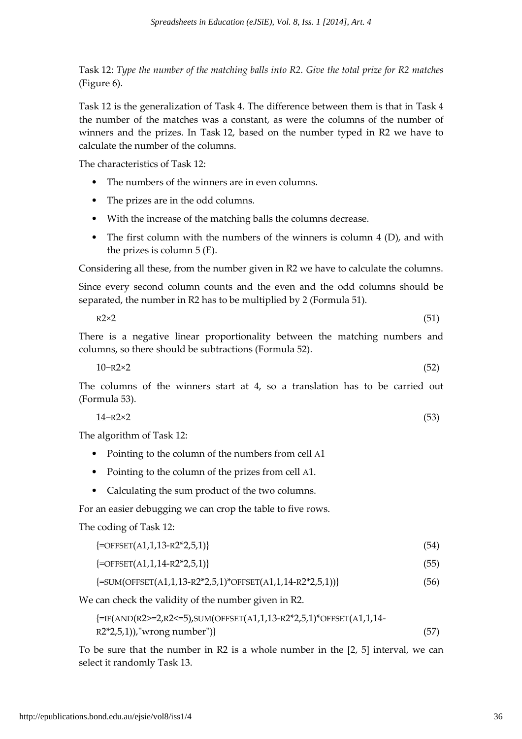Task 12: *Type the number of the matching balls into R2. Give the total prize for R2 matches* (Figure 6).

Task 12 is the generalization of Task 4. The difference between them is that in Task 4 the number of the matches was a constant, as were the columns of the number of winners and the prizes. In Task 12, based on the number typed in R2 we have to calculate the number of the columns.

The characteristics of Task 12:

- The numbers of the winners are in even columns.
- The prizes are in the odd columns.
- With the increase of the matching balls the columns decrease.
- The first column with the numbers of the winners is column 4 (D), and with the prizes is column 5 (E).

Considering all these, from the number given in R2 we have to calculate the columns.

Since every second column counts and the even and the odd columns should be separated, the number in R2 has to be multiplied by 2 (Formula 51).

```
R2×2                                                                    (51)
```

There is a negative linear proportionality between the matching numbers and columns, so there should be subtractions (Formula 52).

```
10−R2×2                                                                 (52)
```

The columns of the winners start at 4, so a translation has to be carried out (Formula 53).

```
14−R2×2                                                                 (53)
```

The algorithm of Task 12:

- Pointing to the column of the numbers from cell A1
- Pointing to the column of the prizes from cell A1.
- Calculating the sum product of the two columns.

For an easier debugging we can crop the table to five rows.

The coding of Task 12:

```
{=OFFSET(A1,1,13-R2*2,5,1)}                                             (54)
{=OFFSET(A1,1,14-R2*2,5,1)}                                             (55)
{=SUM(OFFSET(A1,1,13-R2*2,5,1)*OFFSET(A1,1,14-R2*2,5,1))}               (56)
```

We can check the validity of the number given in R2.

```
{=IF(AND(R2>=2,R2<=5),SUM(OFFSET(A1,1,13-R2*2,5,1)*OFFSET(A1,1,14-
R2*2,5,1)),"wrong number")}                                             (57)
```

To be sure that the number in R2 is a whole number in the [2, 5] interval, we can select it randomly Task 13.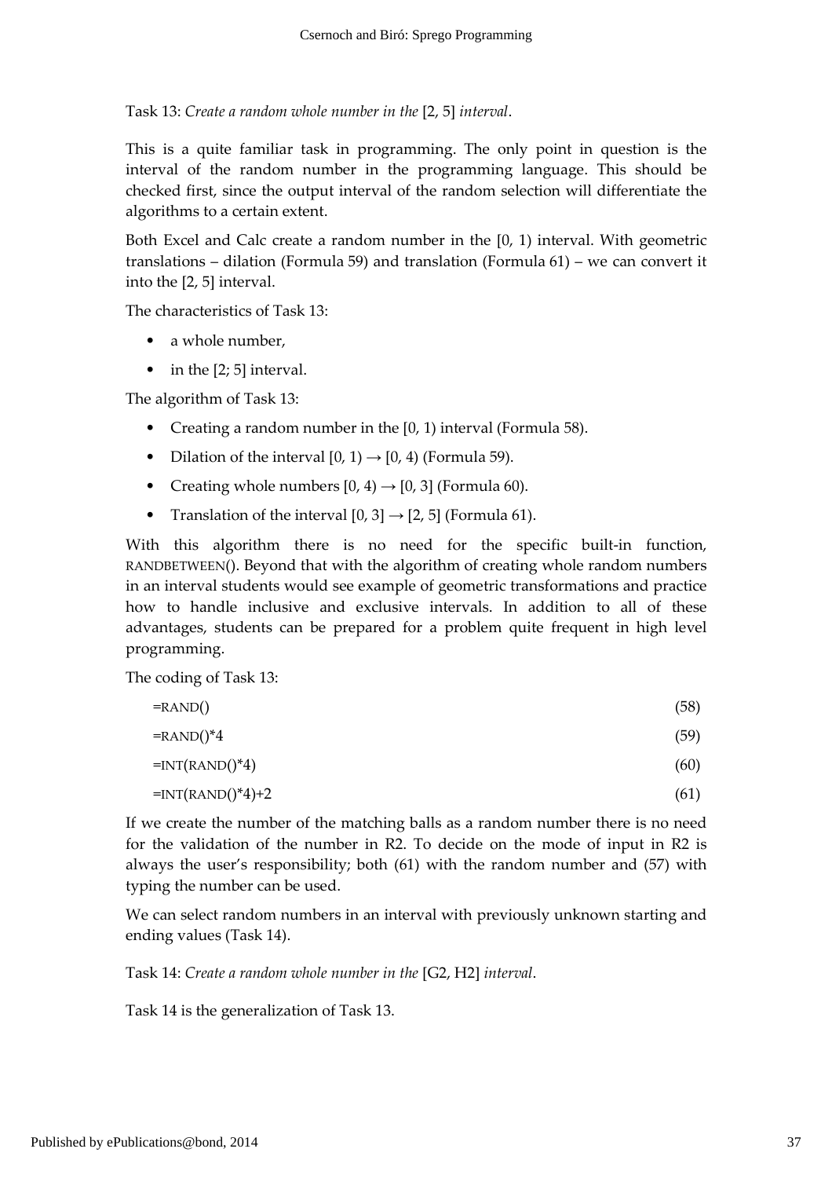Task 13: *Create a random whole number in the* [2, 5] *interval*.

This is a quite familiar task in programming. The only point in question is the interval of the random number in the programming language. This should be checked first, since the output interval of the random selection will differentiate the algorithms to a certain extent.

Both Excel and Calc create a random number in the [0, 1) interval. With geometric translations – dilation (Formula 59) and translation (Formula 61) – we can convert it into the [2, 5] interval.

The characteristics of Task 13:

- a whole number,
- in the [2; 5] interval.

The algorithm of Task 13:

- Creating a random number in the [0, 1) interval (Formula 58).
- Dilation of the interval [0, 1) → [0, 4) (Formula 59).
- Creating whole numbers [0, 4) → [0, 3] (Formula 60).
- Translation of the interval [0, 3] → [2, 5] (Formula 61).

With this algorithm there is no need for the specific built-in function, RANDBETWEEN(). Beyond that with the algorithm of creating whole random numbers in an interval students would see example of geometric transformations and practice how to handle inclusive and exclusive intervals. In addition to all of these advantages, students can be prepared for a problem quite frequent in high level programming.

The coding of Task 13:

```
=RAND()                  (58)
=RAND()*4                (59)
=INT(RAND()*4)           (60)
=INT(RAND()*4)+2         (61)
```

If we create the number of the matching balls as a random number there is no need for the validation of the number in R2. To decide on the mode of input in R2 is always the user's responsibility; both (61) with the random number and (57) with typing the number can be used.

We can select random numbers in an interval with previously unknown starting and ending values (Task 14).

Task 14: *Create a random whole number in the* [G2, H2] *interval*.

Task 14 is the generalization of Task 13.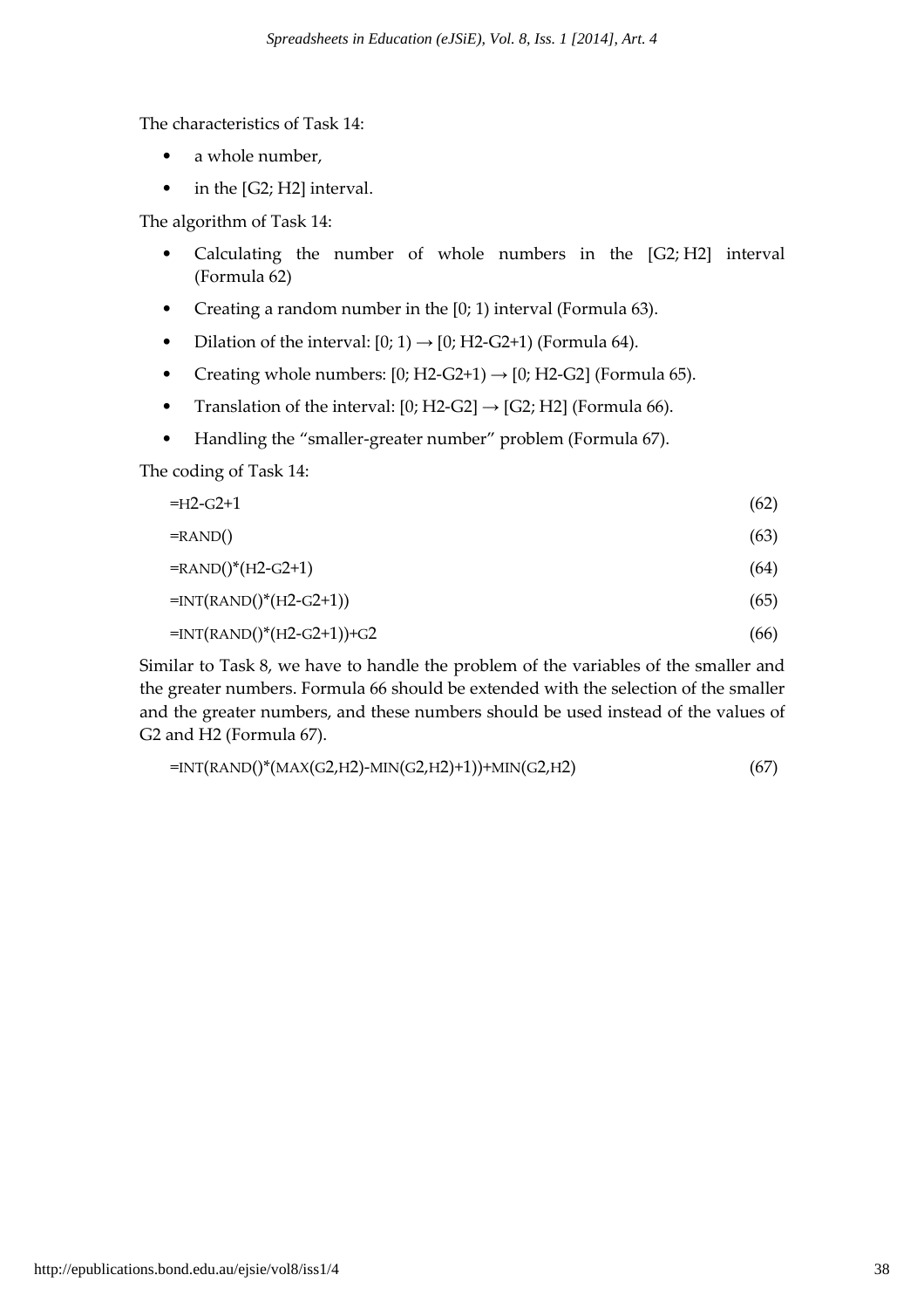The characteristics of Task 14:

- a whole number,
- in the [G2; H2] interval.

The algorithm of Task 14:

- Calculating the number of whole numbers in the [G2; H2] interval (Formula 62)
- Creating a random number in the [0; 1) interval (Formula 63).
- Dilation of the interval: [0; 1) → [0; H2-G2+1) (Formula 64).
- Creating whole numbers: [0; H2-G2+1) → [0; H2-G2] (Formula 65).
- Translation of the interval: [0; H2-G2] → [G2; H2] (Formula 66).
- Handling the "smaller-greater number" problem (Formula 67).

The coding of Task 14:

```
=H2-G2+1                                  (62)
=RAND()                                   (63)
=RAND()*(H2-G2+1)                         (64)
=INT(RAND()*(H2-G2+1))                    (65)
=INT(RAND()*(H2-G2+1))+G2                 (66)
```

Similar to Task 8, we have to handle the problem of the variables of the smaller and the greater numbers. Formula 66 should be extended with the selection of the smaller and the greater numbers, and these numbers should be used instead of the values of G2 and H2 (Formula 67).

```
=INT(RAND()*(MAX(G2,H2)-MIN(G2,H2)+1))+MIN(G2,H2)     (67)
```